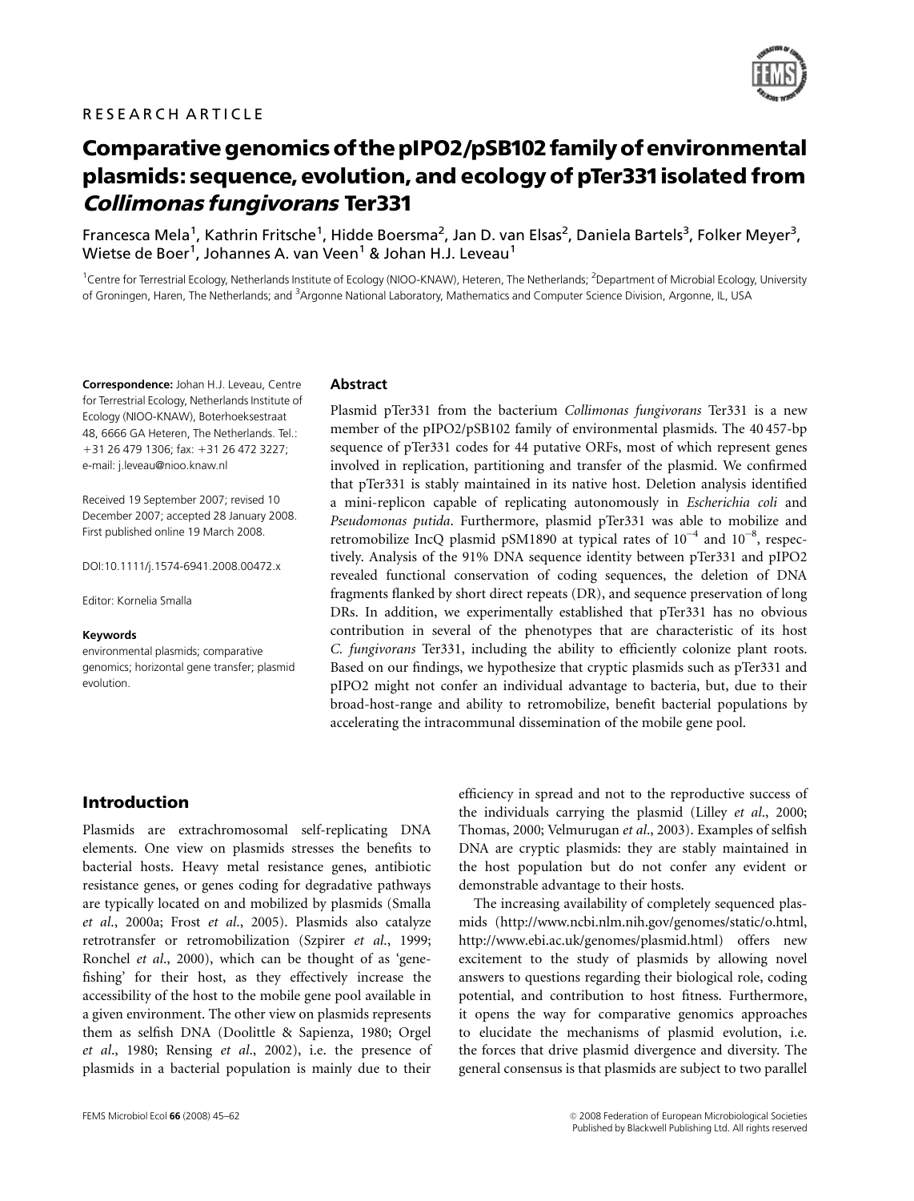RESEARCH ARTICLE

# Comparative genomics of the pIPO2/pSB102 family of environmental plasmids: sequence, evolution, and ecology of pTer331 isolated from *Collimonas fungivorans* Ter331

Francesca Mela[1], Kathrin Fritsche[1], Hidde Boersma[2], Jan D. van Elsas[2], Daniela Bartels[3], Folker Meyer[3], Wietse de Boer[1], Johannes A. van Veen[1] & Johan H.J. Leveau[1]

[1]Centre for Terrestrial Ecology, Netherlands Institute of Ecology (NIOO-KNAW), Heteren, The Netherlands; [2]Department of Microbial Ecology, University of Groningen, Haren, The Netherlands; and [3]Argonne National Laboratory, Mathematics and Computer Science Division, Argonne, IL, USA

**Correspondence:** Johan H.J. Leveau, Centre for Terrestrial Ecology, Netherlands Institute of Ecology (NIOO-KNAW), Boterhoeksestraat 48, 6666 GA Heteren, The Netherlands. Tel.: +31 26 479 1306; fax: +31 26 472 3227; e-mail: j.leveau@nioo.knaw.nl

Received 19 September 2007; revised 10 December 2007; accepted 28 January 2008. First published online 19 March 2008.

DOI:10.1111/j.1574-6941.2008.00472.x

Editor: Kornelia Smalla

**Keywords**

environmental plasmids; comparative genomics; horizontal gene transfer; plasmid evolution.

## Abstract

Plasmid pTer331 from the bacterium *Collimonas fungivorans* Ter331 is a new member of the pIPO2/pSB102 family of environmental plasmids. The 40 457-bp sequence of pTer331 codes for 44 putative ORFs, most of which represent genes involved in replication, partitioning and transfer of the plasmid. We confirmed that pTer331 is stably maintained in its native host. Deletion analysis identified a mini-replicon capable of replicating autonomously in *Escherichia coli* and *Pseudomonas putida*. Furthermore, plasmid pTer331 was able to mobilize and retromobilize IncQ plasmid pSM1890 at typical rates of $10^{-4}$ and $10^{-8}$, respectively. Analysis of the 91% DNA sequence identity between pTer331 and pIPO2 revealed functional conservation of coding sequences, the deletion of DNA fragments flanked by short direct repeats (DR), and sequence preservation of long DRs. In addition, we experimentally established that pTer331 has no obvious contribution in several of the phenotypes that are characteristic of its host *C. fungivorans* Ter331, including the ability to efficiently colonize plant roots. Based on our findings, we hypothesize that cryptic plasmids such as pTer331 and pIPO2 might not confer an individual advantage to bacteria, but, due to their broad-host-range and ability to retromobilize, benefit bacterial populations by accelerating the intracommunal dissemination of the mobile gene pool.

## Introduction

Plasmids are extrachromosomal self-replicating DNA elements. One view on plasmids stresses the benefits to bacterial hosts. Heavy metal resistance genes, antibiotic resistance genes, or genes coding for degradative pathways are typically located on and mobilized by plasmids (Smalla *et al.*, 2000a; Frost *et al.*, 2005). Plasmids also catalyze retrotransfer or retromobilization (Szpirer *et al.*, 1999; Ronchel *et al.*, 2000), which can be thought of as 'gene-fishing' for their host, as they effectively increase the accessibility of the host to the mobile gene pool available in a given environment. The other view on plasmids represents them as selfish DNA (Doolittle & Sapienza, 1980; Orgel *et al.*, 1980; Rensing *et al.*, 2002), i.e. the presence of plasmids in a bacterial population is mainly due to their efficiency in spread and not to the reproductive success of the individuals carrying the plasmid (Lilley *et al.*, 2000; Thomas, 2000; Velmurugan *et al.*, 2003). Examples of selfish DNA are cryptic plasmids: they are stably maintained in the host population but do not confer any evident or demonstrable advantage to their hosts.

The increasing availability of completely sequenced plasmids (http://www.ncbi.nlm.nih.gov/genomes/static/o.html, http://www.ebi.ac.uk/genomes/plasmid.html) offers new excitement to the study of plasmids by allowing novel answers to questions regarding their biological role, coding potential, and contribution to host fitness. Furthermore, it opens the way for comparative genomics approaches to elucidate the mechanisms of plasmid evolution, i.e. the forces that drive plasmid divergence and diversity. The general consensus is that plasmids are subject to two parallel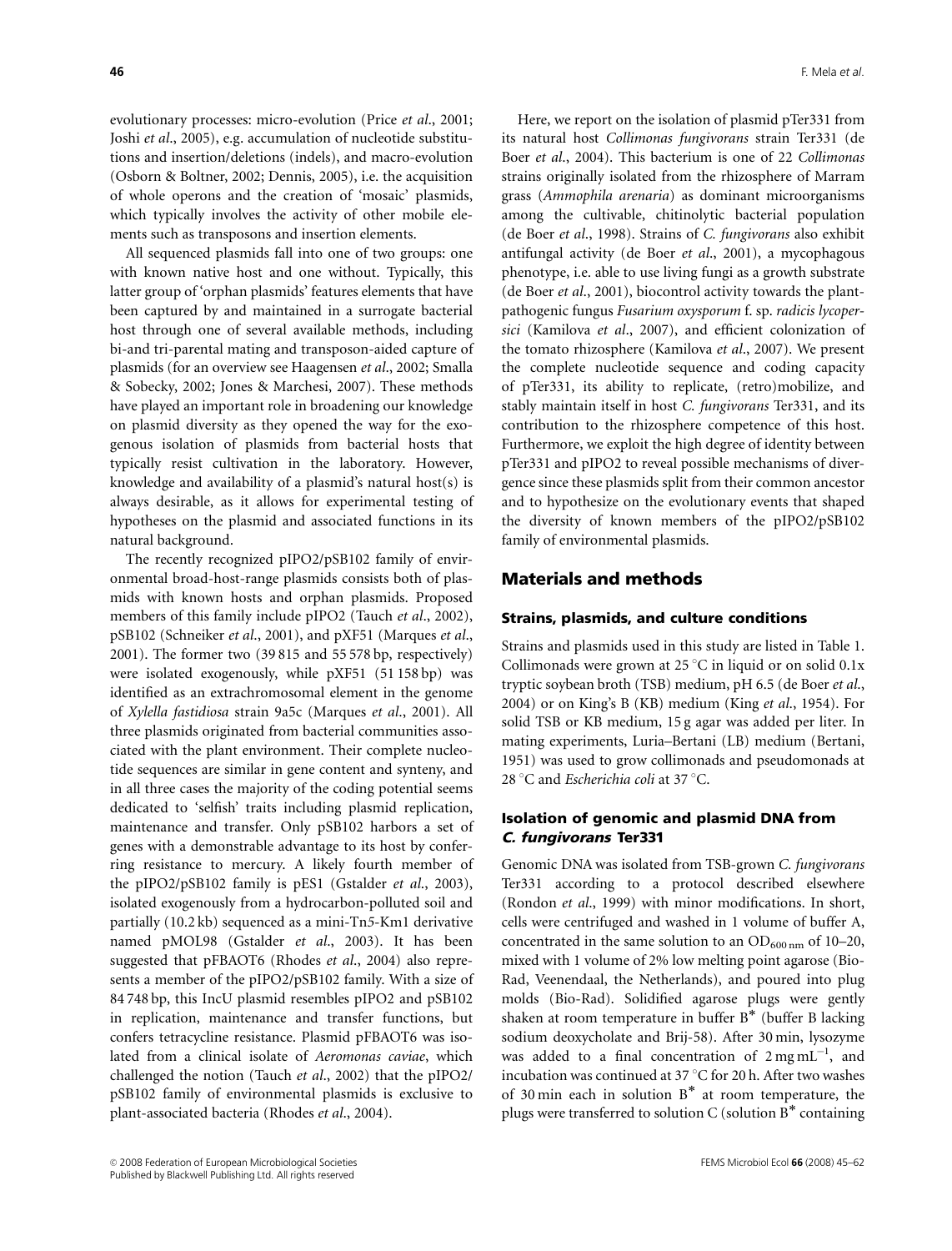evolutionary processes: micro-evolution (Price *et al*., 2001; Joshi *et al*., 2005), e.g. accumulation of nucleotide substitutions and insertion/deletions (indels), and macro-evolution (Osborn & Boltner, 2002; Dennis, 2005), i.e. the acquisition of whole operons and the creation of 'mosaic' plasmids, which typically involves the activity of other mobile elements such as transposons and insertion elements.

All sequenced plasmids fall into one of two groups: one with known native host and one without. Typically, this latter group of 'orphan plasmids' features elements that have been captured by and maintained in a surrogate bacterial host through one of several available methods, including bi-and tri-parental mating and transposon-aided capture of plasmids (for an overview see Haagensen *et al*., 2002; Smalla & Sobecky, 2002; Jones & Marchesi, 2007). These methods have played an important role in broadening our knowledge on plasmid diversity as they opened the way for the exogenous isolation of plasmids from bacterial hosts that typically resist cultivation in the laboratory. However, knowledge and availability of a plasmid's natural host(s) is always desirable, as it allows for experimental testing of hypotheses on the plasmid and associated functions in its natural background.

The recently recognized pIPO2/pSB102 family of environmental broad-host-range plasmids consists both of plasmids with known hosts and orphan plasmids. Proposed members of this family include pIPO2 (Tauch *et al*., 2002), pSB102 (Schneiker *et al*., 2001), and pXF51 (Marques *et al*., 2001). The former two (39 815 and 55 578 bp, respectively) were isolated exogenously, while pXF51 (51 158 bp) was identified as an extrachromosomal element in the genome of *Xylella fastidiosa* strain 9a5c (Marques *et al*., 2001). All three plasmids originated from bacterial communities associated with the plant environment. Their complete nucleotide sequences are similar in gene content and synteny, and in all three cases the majority of the coding potential seems dedicated to 'selfish' traits including plasmid replication, maintenance and transfer. Only pSB102 harbors a set of genes with a demonstrable advantage to its host by conferring resistance to mercury. A likely fourth member of the pIPO2/pSB102 family is pES1 (Gstalder *et al*., 2003), isolated exogenously from a hydrocarbon-polluted soil and partially (10.2 kb) sequenced as a mini-Tn5-Km1 derivative named pMOL98 (Gstalder *et al*., 2003). It has been suggested that pFBAOT6 (Rhodes *et al*., 2004) also represents a member of the pIPO2/pSB102 family. With a size of 84 748 bp, this IncU plasmid resembles pIPO2 and pSB102 in replication, maintenance and transfer functions, but confers tetracycline resistance. Plasmid pFBAOT6 was isolated from a clinical isolate of *Aeromonas caviae*, which challenged the notion (Tauch *et al*., 2002) that the pIPO2/pSB102 family of environmental plasmids is exclusive to plant-associated bacteria (Rhodes *et al*., 2004).

Here, we report on the isolation of plasmid pTer331 from its natural host *Collimonas fungivorans* strain Ter331 (de Boer *et al*., 2004). This bacterium is one of 22 *Collimonas* strains originally isolated from the rhizosphere of Marram grass (*Ammophila arenaria*) as dominant microorganisms among the cultivable, chitinolytic bacterial population (de Boer *et al*., 1998). Strains of *C. fungivorans* also exhibit antifungal activity (de Boer *et al*., 2001), a mycophagous phenotype, i.e. able to use living fungi as a growth substrate (de Boer *et al*., 2001), biocontrol activity towards the plant-pathogenic fungus *Fusarium oxysporum* f. sp. *radicis lycopersici* (Kamilova *et al*., 2007), and efficient colonization of the tomato rhizosphere (Kamilova *et al*., 2007). We present the complete nucleotide sequence and coding capacity of pTer331, its ability to replicate, (retro)mobilize, and stably maintain itself in host *C. fungivorans* Ter331, and its contribution to the rhizosphere competence of this host. Furthermore, we exploit the high degree of identity between pTer331 and pIPO2 to reveal possible mechanisms of divergence since these plasmids split from their common ancestor and to hypothesize on the evolutionary events that shaped the diversity of known members of the pIPO2/pSB102 family of environmental plasmids.

## Materials and methods

### Strains, plasmids, and culture conditions

Strains and plasmids used in this study are listed in Table 1. Collimonads were grown at 25 °C in liquid or on solid 0.1x tryptic soybean broth (TSB) medium, pH 6.5 (de Boer *et al*., 2004) or on King's B (KB) medium (King *et al*., 1954). For solid TSB or KB medium, 15 g agar was added per liter. In mating experiments, Luria–Bertani (LB) medium (Bertani, 1951) was used to grow collimonads and pseudomonads at 28 °C and *Escherichia coli* at 37 °C.

### Isolation of genomic and plasmid DNA from *C. fungivorans* Ter331

Genomic DNA was isolated from TSB-grown *C. fungivorans* Ter331 according to a protocol described elsewhere (Rondon *et al*., 1999) with minor modifications. In short, cells were centrifuged and washed in 1 volume of buffer A, concentrated in the same solution to an $OD_{600\,nm}$ of 10–20, mixed with 1 volume of 2% low melting point agarose (Bio-Rad, Veenendaal, the Netherlands), and poured into plug molds (Bio-Rad). Solidified agarose plugs were gently shaken at room temperature in buffer B* (buffer B lacking sodium deoxycholate and Brij-58). After 30 min, lysozyme was added to a final concentration of $2\,mg\,mL^{-1}$, and incubation was continued at 37 °C for 20 h. After two washes of 30 min each in solution B* at room temperature, the plugs were transferred to solution C (solution B* containing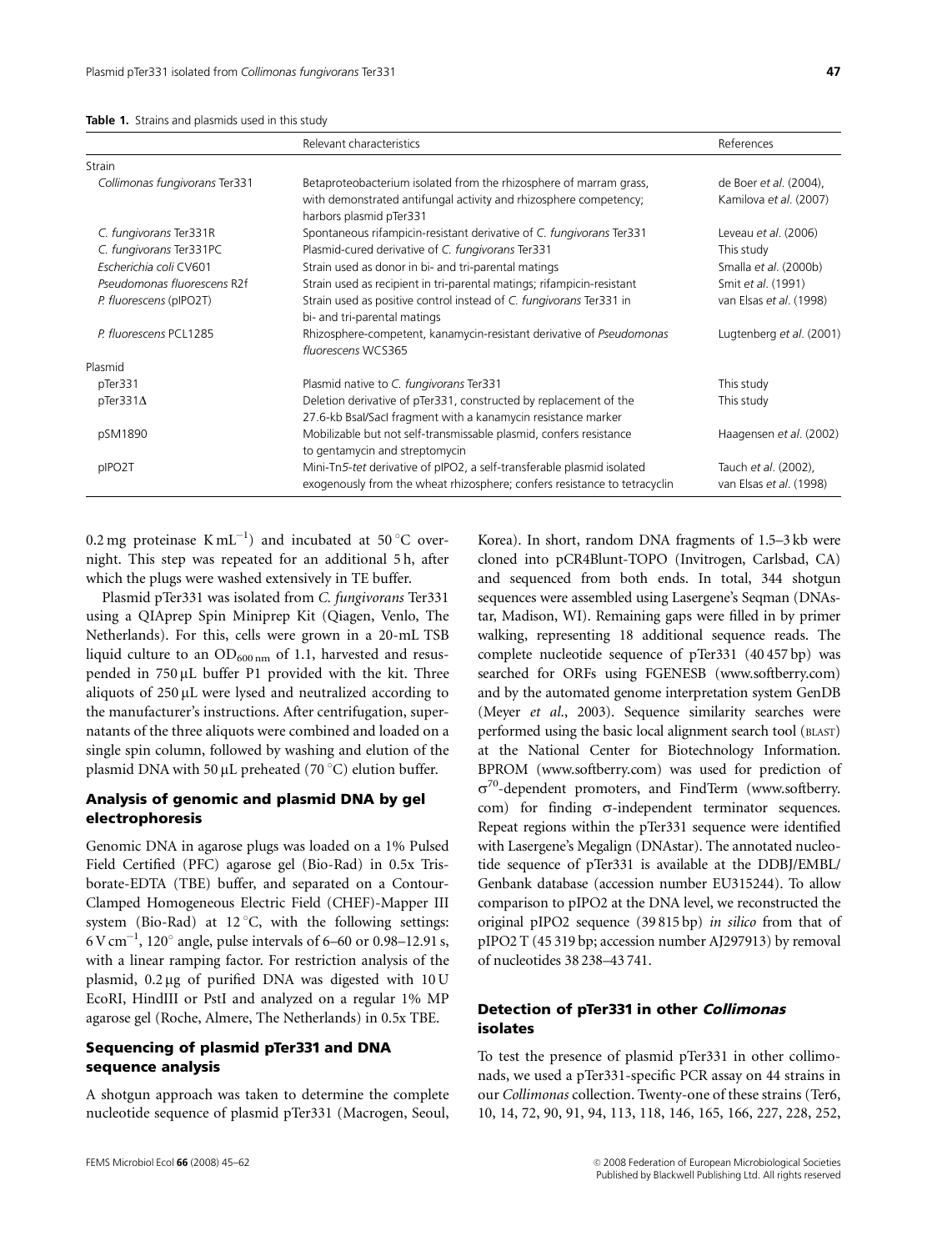**Table 1.** Strains and plasmids used in this study

| | Relevant characteristics | References |
|---|---|---|
| Strain | | |
| *Collimonas fungivorans* Ter331 | Betaproteobacterium isolated from the rhizosphere of marram grass, with demonstrated antifungal activity and rhizosphere competency; harbors plasmid pTer331 | de Boer *et al.* (2004), Kamilova *et al.* (2007) |
| *C. fungivorans* Ter331R | Spontaneous rifampicin-resistant derivative of *C. fungivorans* Ter331 | Leveau *et al.* (2006) |
| *C. fungivorans* Ter331PC | Plasmid-cured derivative of *C. fungivorans* Ter331 | This study |
| *Escherichia coli* CV601 | Strain used as donor in bi- and tri-parental matings | Smalla *et al.* (2000b) |
| *Pseudomonas fluorescens* R2f | Strain used as recipient in tri-parental matings; rifampicin-resistant | Smit *et al.* (1991) |
| *P. fluorescens* (pIPO2T) | Strain used as positive control instead of *C. fungivorans* Ter331 in bi- and tri-parental matings | van Elsas *et al.* (1998) |
| *P. fluorescens* PCL1285 | Rhizosphere-competent, kanamycin-resistant derivative of *Pseudomonas fluorescens* WCS365 | Lugtenberg *et al.* (2001) |
| Plasmid | | |
| pTer331 | Plasmid native to *C. fungivorans* Ter331 | This study |
| pTer331Δ | Deletion derivative of pTer331, constructed by replacement of the 27.6-kb BsaI/SacI fragment with a kanamycin resistance marker | This study |
| pSM1890 | Mobilizable but not self-transmissable plasmid, confers resistance to gentamycin and streptomycin | Haagensen *et al.* (2002) |
| pIPO2T | Mini-Tn*5-tet* derivative of pIPO2, a self-transferable plasmid isolated exogenously from the wheat rhizosphere; confers resistance to tetracyclin | Tauch *et al.* (2002), van Elsas *et al.* (1998) |

0.2 mg proteinase K $mL^{-1}$) and incubated at 50 °C overnight. This step was repeated for an additional 5 h, after which the plugs were washed extensively in TE buffer.

Plasmid pTer331 was isolated from *C. fungivorans* Ter331 using a QIAprep Spin Miniprep Kit (Qiagen, Venlo, The Netherlands). For this, cells were grown in a 20-mL TSB liquid culture to an $OD_{600\,nm}$ of 1.1, harvested and resuspended in 750 μL buffer P1 provided with the kit. Three aliquots of 250 μL were lysed and neutralized according to the manufacturer's instructions. After centrifugation, supernatants of the three aliquots were combined and loaded on a single spin column, followed by washing and elution of the plasmid DNA with 50 μL preheated (70 °C) elution buffer.

## Analysis of genomic and plasmid DNA by gel electrophoresis

Genomic DNA in agarose plugs was loaded on a 1% Pulsed Field Certified (PFC) agarose gel (Bio-Rad) in 0.5x Tris-borate-EDTA (TBE) buffer, and separated on a Contour-Clamped Homogeneous Electric Field (CHEF)-Mapper III system (Bio-Rad) at 12 °C, with the following settings: 6 V $cm^{-1}$, 120° angle, pulse intervals of 6–60 or 0.98–12.91 s, with a linear ramping factor. For restriction analysis of the plasmid, 0.2 μg of purified DNA was digested with 10 U EcoRI, HindIII or PstI and analyzed on a regular 1% MP agarose gel (Roche, Almere, The Netherlands) in 0.5x TBE.

## Sequencing of plasmid pTer331 and DNA sequence analysis

A shotgun approach was taken to determine the complete nucleotide sequence of plasmid pTer331 (Macrogen, Seoul, Korea). In short, random DNA fragments of 1.5–3 kb were cloned into pCR4Blunt-TOPO (Invitrogen, Carlsbad, CA) and sequenced from both ends. In total, 344 shotgun sequences were assembled using Lasergene's Seqman (DNAstar, Madison, WI). Remaining gaps were filled in by primer walking, representing 18 additional sequence reads. The complete nucleotide sequence of pTer331 (40 457 bp) was searched for ORFs using FGENESB (www.softberry.com) and by the automated genome interpretation system GenDB (Meyer *et al*., 2003). Sequence similarity searches were performed using the basic local alignment search tool (BLAST) at the National Center for Biotechnology Information. BPROM (www.softberry.com) was used for prediction of $\sigma^{70}$-dependent promoters, and FindTerm (www.softberry.com) for finding σ-independent terminator sequences. Repeat regions within the pTer331 sequence were identified with Lasergene's Megalign (DNAstar). The annotated nucleotide sequence of pTer331 is available at the DDBJ/EMBL/Genbank database (accession number EU315244). To allow comparison to pIPO2 at the DNA level, we reconstructed the original pIPO2 sequence (39 815 bp) *in silico* from that of pIPO2 T (45 319 bp; accession number AJ297913) by removal of nucleotides 38 238–43 741.

## Detection of pTer331 in other *Collimonas* isolates

To test the presence of plasmid pTer331 in other collimonads, we used a pTer331-specific PCR assay on 44 strains in our *Collimonas* collection. Twenty-one of these strains (Ter6, 10, 14, 72, 90, 91, 94, 113, 118, 146, 165, 166, 227, 228, 252,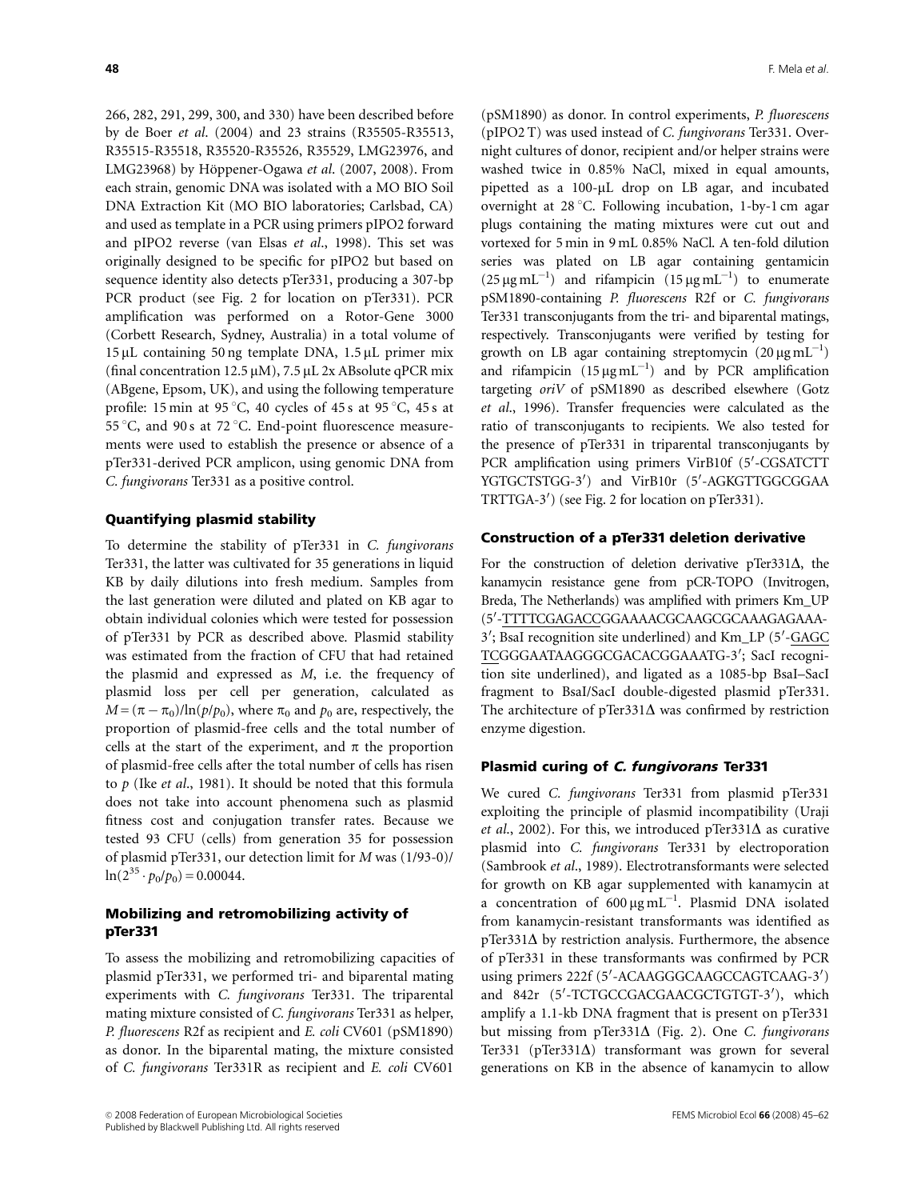266, 282, 291, 299, 300, and 330) have been described before by de Boer *et al*. (2004) and 23 strains (R35505-R35513, R35515-R35518, R35520-R35526, R35529, LMG23976, and LMG23968) by Höppener-Ogawa *et al*. (2007, 2008). From each strain, genomic DNA was isolated with a MO BIO Soil DNA Extraction Kit (MO BIO laboratories; Carlsbad, CA) and used as template in a PCR using primers pIPO2 forward and pIPO2 reverse (van Elsas *et al*., 1998). This set was originally designed to be specific for pIPO2 but based on sequence identity also detects pTer331, producing a 307-bp PCR product (see Fig. 2 for location on pTer331). PCR amplification was performed on a Rotor-Gene 3000 (Corbett Research, Sydney, Australia) in a total volume of 15 μL containing 50 ng template DNA, 1.5 μL primer mix (final concentration 12.5 μM), 7.5 μL 2x ABsolute qPCR mix (ABgene, Epsom, UK), and using the following temperature profile: 15 min at 95 °C, 40 cycles of 45 s at 95 °C, 45 s at 55 °C, and 90 s at 72 °C. End-point fluorescence measurements were used to establish the presence or absence of a pTer331-derived PCR amplicon, using genomic DNA from *C. fungivorans* Ter331 as a positive control.

### Quantifying plasmid stability

To determine the stability of pTer331 in *C. fungivorans* Ter331, the latter was cultivated for 35 generations in liquid KB by daily dilutions into fresh medium. Samples from the last generation were diluted and plated on KB agar to obtain individual colonies which were tested for possession of pTer331 by PCR as described above. Plasmid stability was estimated from the fraction of CFU that had retained the plasmid and expressed as $M$, i.e. the frequency of plasmid loss per cell per generation, calculated as $M = (\pi - \pi_0)/\ln(p/p_0)$, where $\pi_0$ and $p_0$ are, respectively, the proportion of plasmid-free cells and the total number of cells at the start of the experiment, and $\pi$ the proportion of plasmid-free cells after the total number of cells has risen to $p$ (Ike *et al*., 1981). It should be noted that this formula does not take into account phenomena such as plasmid fitness cost and conjugation transfer rates. Because we tested 93 CFU (cells) from generation 35 for possession of plasmid pTer331, our detection limit for $M$ was $(1/93\text{-}0)/\ln(2^{35} \cdot p_0/p_0) = 0.00044$.

### Mobilizing and retromobilizing activity of pTer331

To assess the mobilizing and retromobilizing capacities of plasmid pTer331, we performed tri- and biparental mating experiments with *C. fungivorans* Ter331. The triparental mating mixture consisted of *C. fungivorans* Ter331 as helper, *P. fluorescens* R2f as recipient and *E. coli* CV601 (pSM1890) as donor. In the biparental mating, the mixture consisted of *C. fungivorans* Ter331R as recipient and *E. coli* CV601 (pSM1890) as donor. In control experiments, *P. fluorescens* (pIPO2 T) was used instead of *C. fungivorans* Ter331. Overnight cultures of donor, recipient and/or helper strains were washed twice in 0.85% NaCl, mixed in equal amounts, pipetted as a 100-μL drop on LB agar, and incubated overnight at 28 °C. Following incubation, 1-by-1 cm agar plugs containing the mating mixtures were cut out and vortexed for 5 min in 9 mL 0.85% NaCl. A ten-fold dilution series was plated on LB agar containing gentamicin (25 μg mL$^{-1}$) and rifampicin (15 μg mL$^{-1}$) to enumerate pSM1890-containing *P. fluorescens* R2f or *C. fungivorans* Ter331 transconjugants from the tri- and biparental matings, respectively. Transconjugants were verified by testing for growth on LB agar containing streptomycin (20 μg mL$^{-1}$) and rifampicin (15 μg mL$^{-1}$) and by PCR amplification targeting *oriV* of pSM1890 as described elsewhere (Gotz *et al*., 1996). Transfer frequencies were calculated as the ratio of transconjugants to recipients. We also tested for the presence of pTer331 in triparental transconjugants by PCR amplification using primers VirB10f (5′-CGSATCTT YGTGCTSTGG-3′) and VirB10r (5′-AGKGTTGGCGGAA TRTTGA-3′) (see Fig. 2 for location on pTer331).

### Construction of a pTer331 deletion derivative

For the construction of deletion derivative pTer331Δ, the kanamycin resistance gene from pCR-TOPO (Invitrogen, Breda, The Netherlands) was amplified with primers Km_UP (5′-TTTTCGAGACCGGAAAACGCAAGCGCAAAGAGAAA-3′; BsaI recognition site underlined) and Km_LP (5′-GAGCTCGGGAATAAGGGCGACACGGAAATG-3′; SacI recognition site underlined), and ligated as a 1085-bp BsaI–SacI fragment to BsaI/SacI double-digested plasmid pTer331. The architecture of pTer331Δ was confirmed by restriction enzyme digestion.

### Plasmid curing of *C. fungivorans* Ter331

We cured *C. fungivorans* Ter331 from plasmid pTer331 exploiting the principle of plasmid incompatibility (Uraji *et al*., 2002). For this, we introduced pTer331Δ as curative plasmid into *C. fungivorans* Ter331 by electroporation (Sambrook *et al*., 1989). Electrotransformants were selected for growth on KB agar supplemented with kanamycin at a concentration of 600 μg mL$^{-1}$. Plasmid DNA isolated from kanamycin-resistant transformants was identified as pTer331Δ by restriction analysis. Furthermore, the absence of pTer331 in these transformants was confirmed by PCR using primers 222f (5′-ACAAGGGCAAGCCAGTCAAG-3′) and 842r (5′-TCTGCCGACGAACGCTGTGT-3′), which amplify a 1.1-kb DNA fragment that is present on pTer331 but missing from pTer331Δ (Fig. 2). One *C. fungivorans* Ter331 (pTer331Δ) transformant was grown for several generations on KB in the absence of kanamycin to allow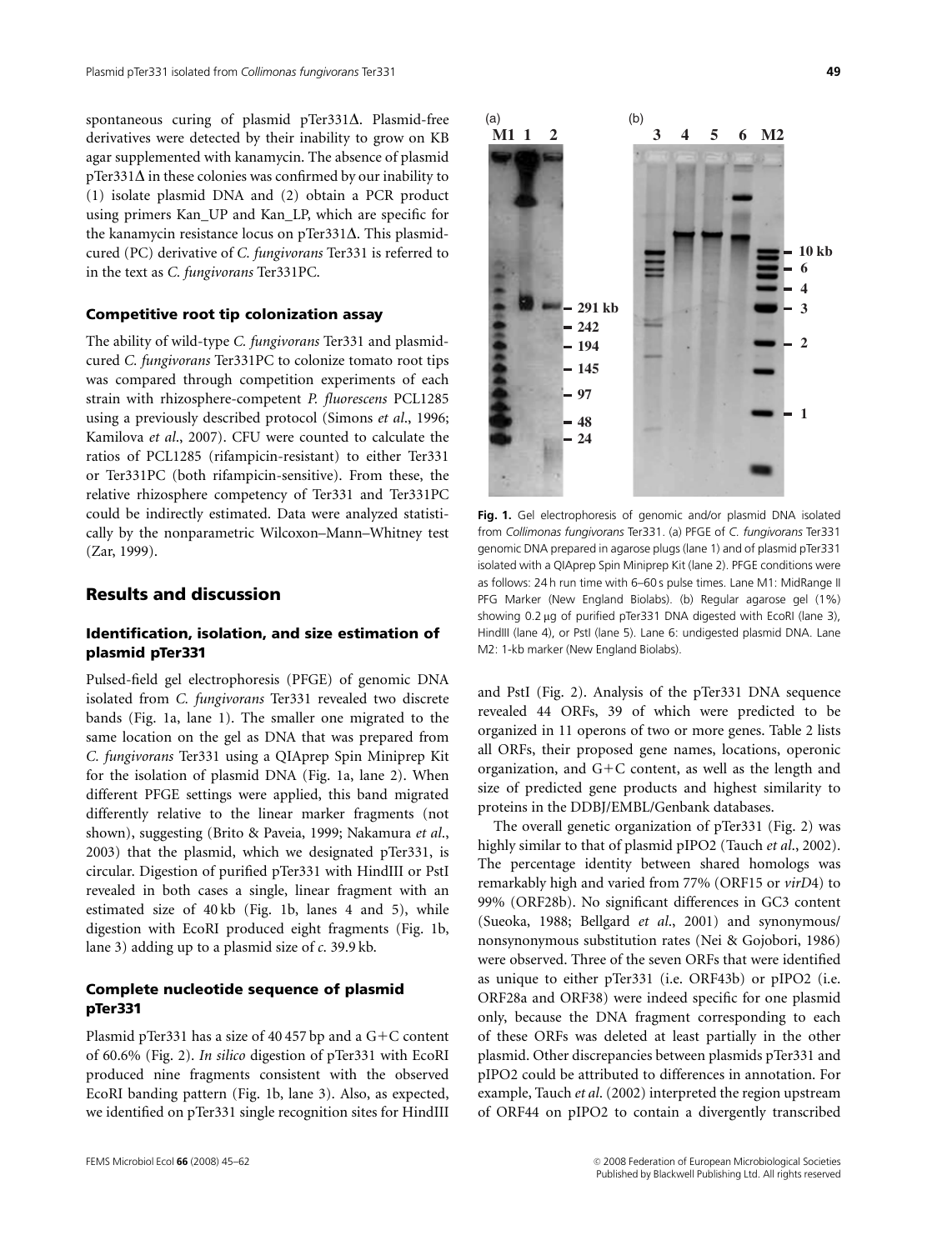spontaneous curing of plasmid pTer331Δ. Plasmid-free derivatives were detected by their inability to grow on KB agar supplemented with kanamycin. The absence of plasmid pTer331Δ in these colonies was confirmed by our inability to (1) isolate plasmid DNA and (2) obtain a PCR product using primers Kan_UP and Kan_LP, which are specific for the kanamycin resistance locus on pTer331Δ. This plasmid-cured (PC) derivative of *C. fungivorans* Ter331 is referred to in the text as *C. fungivorans* Ter331PC.

### Competitive root tip colonization assay

The ability of wild-type *C. fungivorans* Ter331 and plasmid-cured *C. fungivorans* Ter331PC to colonize tomato root tips was compared through competition experiments of each strain with rhizosphere-competent *P. fluorescens* PCL1285 using a previously described protocol (Simons *et al*., 1996; Kamilova *et al*., 2007). CFU were counted to calculate the ratios of PCL1285 (rifampicin-resistant) to either Ter331 or Ter331PC (both rifampicin-sensitive). From these, the relative rhizosphere competency of Ter331 and Ter331PC could be indirectly estimated. Data were analyzed statistically by the nonparametric Wilcoxon–Mann–Whitney test (Zar, 1999).

## Results and discussion

### Identification, isolation, and size estimation of plasmid pTer331

Pulsed-field gel electrophoresis (PFGE) of genomic DNA isolated from *C. fungivorans* Ter331 revealed two discrete bands (Fig. 1a, lane 1). The smaller one migrated to the same location on the gel as DNA that was prepared from *C. fungivorans* Ter331 using a QIAprep Spin Miniprep Kit for the isolation of plasmid DNA (Fig. 1a, lane 2). When different PFGE settings were applied, this band migrated differently relative to the linear marker fragments (not shown), suggesting (Brito & Paveia, 1999; Nakamura *et al*., 2003) that the plasmid, which we designated pTer331, is circular. Digestion of purified pTer331 with HindIII or PstI revealed in both cases a single, linear fragment with an estimated size of 40 kb (Fig. 1b, lanes 4 and 5), while digestion with EcoRI produced eight fragments (Fig. 1b, lane 3) adding up to a plasmid size of *c*. 39.9 kb.

### Complete nucleotide sequence of plasmid pTer331

Plasmid pTer331 has a size of 40 457 bp and a G+C content of 60.6% (Fig. 2). *In silico* digestion of pTer331 with EcoRI produced nine fragments consistent with the observed EcoRI banding pattern (Fig. 1b, lane 3). Also, as expected, we identified on pTer331 single recognition sites for HindIII and PstI (Fig. 2). Analysis of the pTer331 DNA sequence revealed 44 ORFs, 39 of which were predicted to be organized in 11 operons of two or more genes. Table 2 lists all ORFs, their proposed gene names, locations, operonic organization, and G+C content, as well as the length and size of predicted gene products and highest similarity to proteins in the DDBJ/EMBL/Genbank databases.

**Fig. 1.** Gel electrophoresis of genomic and/or plasmid DNA isolated from *Collimonas fungivorans* Ter331. (a) PFGE of *C. fungivorans* Ter331 genomic DNA prepared in agarose plugs (lane 1) and of plasmid pTer331 isolated with a QIAprep Spin Miniprep Kit (lane 2). PFGE conditions were as follows: 24 h run time with 6–60 s pulse times. Lane M1: MidRange II PFG Marker (New England Biolabs). (b) Regular agarose gel (1%) showing 0.2 μg of purified pTer331 DNA digested with EcoRI (lane 3), HindIII (lane 4), or PstI (lane 5). Lane 6: undigested plasmid DNA. Lane M2: 1-kb marker (New England Biolabs).

The overall genetic organization of pTer331 (Fig. 2) was highly similar to that of plasmid pIPO2 (Tauch *et al*., 2002). The percentage identity between shared homologs was remarkably high and varied from 77% (ORF15 or *virD*4) to 99% (ORF28b). No significant differences in GC3 content (Sueoka, 1988; Bellgard *et al*., 2001) and synonymous/nonsynonymous substitution rates (Nei & Gojobori, 1986) were observed. Three of the seven ORFs that were identified as unique to either pTer331 (i.e. ORF43b) or pIPO2 (i.e. ORF28a and ORF38) were indeed specific for one plasmid only, because the DNA fragment corresponding to each of these ORFs was deleted at least partially in the other plasmid. Other discrepancies between plasmids pTer331 and pIPO2 could be attributed to differences in annotation. For example, Tauch *et al*. (2002) interpreted the region upstream of ORF44 on pIPO2 to contain a divergently transcribed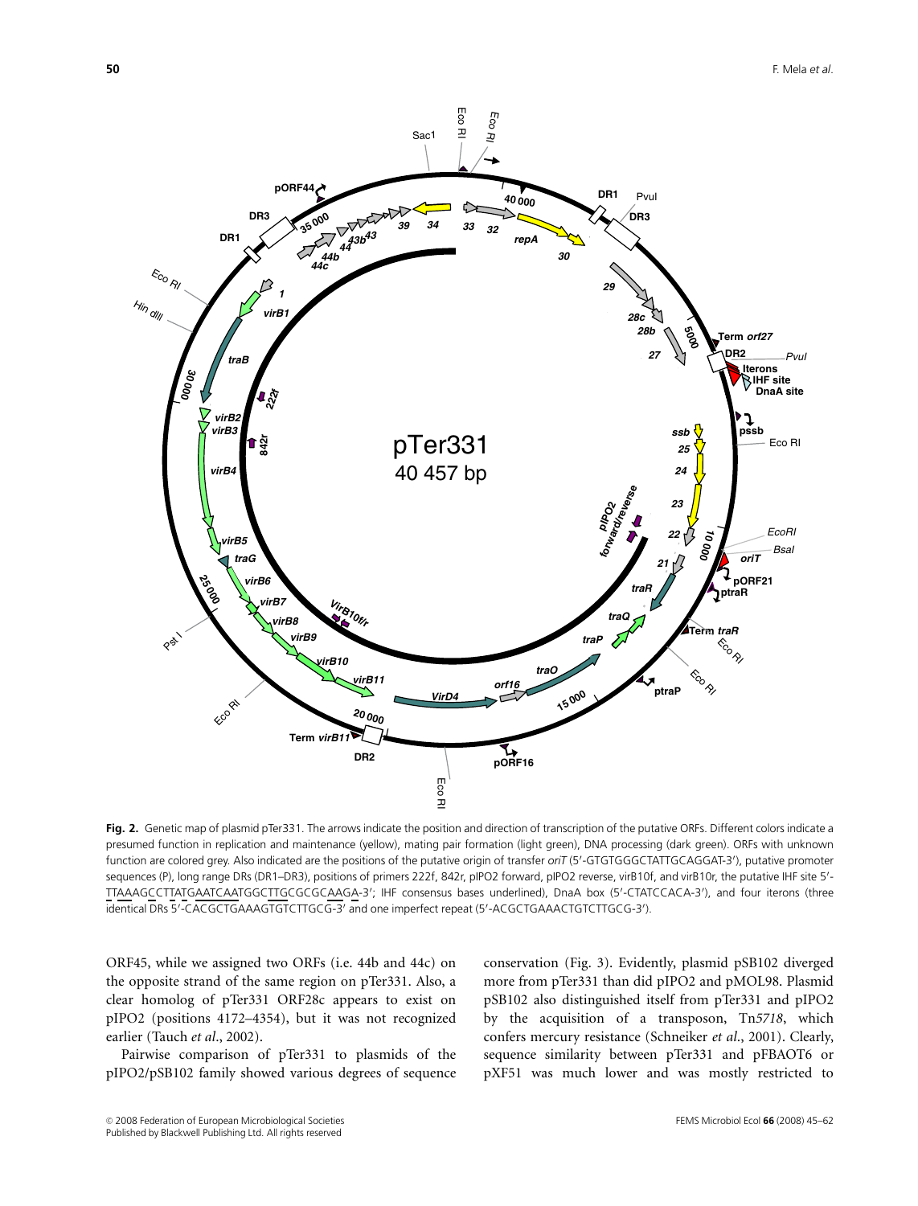**Fig. 2.** Genetic map of plasmid pTer331. The arrows indicate the position and direction of transcription of the putative ORFs. Different colors indicate a presumed function in replication and maintenance (yellow), mating pair formation (light green), DNA processing (dark green). ORFs with unknown function are colored grey. Also indicated are the positions of the putative origin of transfer *oriT* (5′-GTGTGGGCTATTGCAGGAT-3′), putative promoter sequences (P), long range DRs (DR1–DR3), positions of primers 222f, 842r, pIPO2 forward, pIPO2 reverse, virB10f, and virB10r, the putative IHF site 5′-TTAAAGCCTTATGAATCAATGGCTTGCGCGCAAGA-3′; IHF consensus bases underlined), DnaA box (5′-CTATCCACA-3′), and four iterons (three identical DRs 5′-CACGCTGAAAGTGTCTTGCG-3′ and one imperfect repeat (5′-ACGCTGAAACTGTCTTGCG-3′).

ORF45, while we assigned two ORFs (i.e. 44b and 44c) on the opposite strand of the same region on pTer331. Also, a clear homolog of pTer331 ORF28c appears to exist on pIPO2 (positions 4172–4354), but it was not recognized earlier (Tauch *et al*., 2002).

Pairwise comparison of pTer331 to plasmids of the pIPO2/pSB102 family showed various degrees of sequence conservation (Fig. 3). Evidently, plasmid pSB102 diverged more from pTer331 than did pIPO2 and pMOL98. Plasmid pSB102 also distinguished itself from pTer331 and pIPO2 by the acquisition of a transposon, Tn*5718*, which confers mercury resistance (Schneiker *et al*., 2001). Clearly, sequence similarity between pTer331 and pFBAOT6 or pXF51 was much lower and was mostly restricted to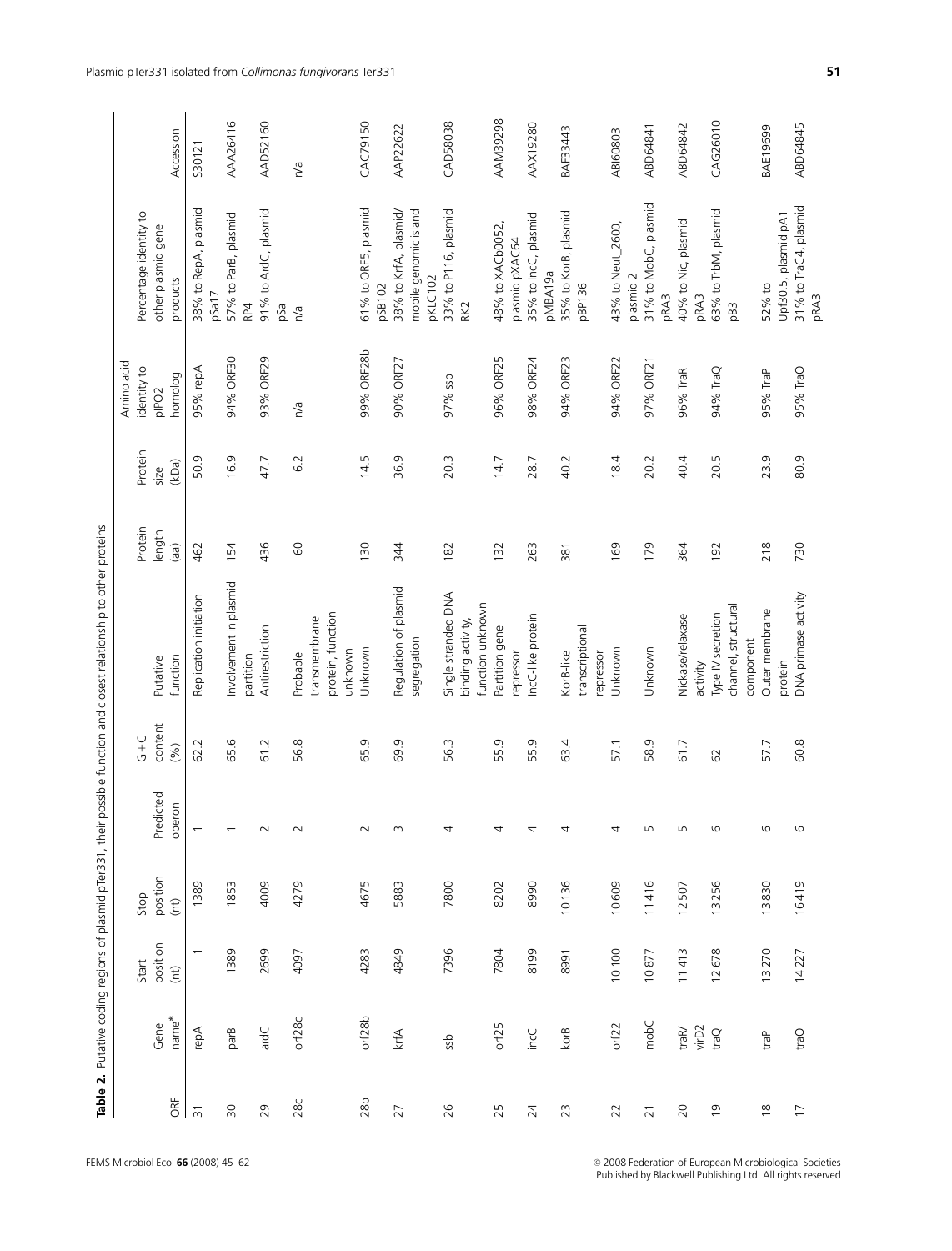**Table 2.** Putative coding regions of plasmid pTer331, their possible function and closest relationship to other proteins

| ORF | Gene name* | Start position (nt) | Stop position (nt) | Predicted operon | G+C content (%) | Putative function | Protein length (aa) | Protein size (kDa) | Amino acid identity to pIPO2 homolog | Percentage identity to other plasmid gene products | Accession |
|---|---|---|---|---|---|---|---|---|---|---|---|
| 31 | repA | 1 | 1389 | 1 | 62.2 | Replication initiation | 462 | 50.9 | 95% repA | 38% to RepA, plasmid pSa17 | S30121 |
| 30 | parB | 1389 | 1853 | 1 | 65.6 | Involvement in plasmid partition | 154 | 16.9 | 94% ORF30 | 57% to ParB, plasmid RP4 | AAA26416 |
| 29 | ardC | 2699 | 4009 | 2 | 61.2 | Antirestriction | 436 | 47.7 | 93% ORF29 | 91% to ArdC, plasmid pSa | AAD52160 |
| 28c | orf28c | 4097 | 4279 | 2 | 56.8 | Probable transmembrane protein, function unknown | 60 | 6.2 | n/a | n/a | n/a |
| 28b | orf28b | 4283 | 4675 | 2 | 65.9 | Unknown | 130 | 14.5 | 99% ORF28b | 61% to ORF5, plasmid pSB102 | CAC79150 |
| 27 | krfA | 4849 | 5883 | 3 | 69.9 | Regulation of plasmid segregation | 344 | 36.9 | 90% ORF27 | 38% to KrfA, plasmid/mobile genomic island pKLC102 | AAP22622 |
| 26 | ssb | 7396 | 7800 | 4 | 56.3 | Single stranded DNA binding activity, function unknown | 182 | 20.3 | 97% ssb | 33% to P116, plasmid RK2 | CAD58038 |
| 25 | orf25 | 7804 | 8202 | 4 | 55.9 | Partition gene repressor | 132 | 14.7 | 96% ORF25 | 48% to XACb0052, plasmid pXAC64 | AAM39298 |
| 24 | incC | 8199 | 8990 | 4 | 55.9 | IncC-like protein | 263 | 28.7 | 98% ORF24 | 35% to IncC, plasmid pMBA19a | AAX19280 |
| 23 | korB | 8991 | 10 136 | 4 | 63.4 | KorB-like transcriptional repressor | 381 | 40.2 | 94% ORF23 | 35% to KorB, plasmid pBP136 | BAF33443 |
| 22 | orf22 | 10 100 | 10 609 | 4 | 57.1 | Unknown | 169 | 18.4 | 94% ORF22 | 43% to Neut_2600, plasmid 2 | ABI60803 |
| 21 | mobC | 10 877 | 11 416 | 5 | 58.9 | Unknown | 179 | 20.2 | 97% ORF21 | 31% to MobC, plasmid pRA3 | ABD64841 |
| 20 | traR/virD2 | 11 413 | 12 507 | 5 | 61.7 | Nickase/relaxase activity | 364 | 40.4 | 96% TraR | 40% to Nic, plasmid pRA3 | ABD64842 |
| 19 | traQ | 12 678 | 13 256 | 6 | 62 | Type IV secretion channel, structural component | 192 | 20.5 | 94% TraQ | 63% to TrbM, plasmid pB3 | CAG26010 |
| 18 | traP | 13 270 | 13 830 | 6 | 57.7 | Outer membrane protein | 218 | 23.9 | 95% TraP | 52% to Upf30.5, plasmid pA1 | BAE19699 |
| 17 | traO | 14 227 | 16 419 | 6 | 60.8 | DNA primase activity | 730 | 80.9 | 95% TraO | 31% to TraC4, plasmid pRA3 | ABD64845 |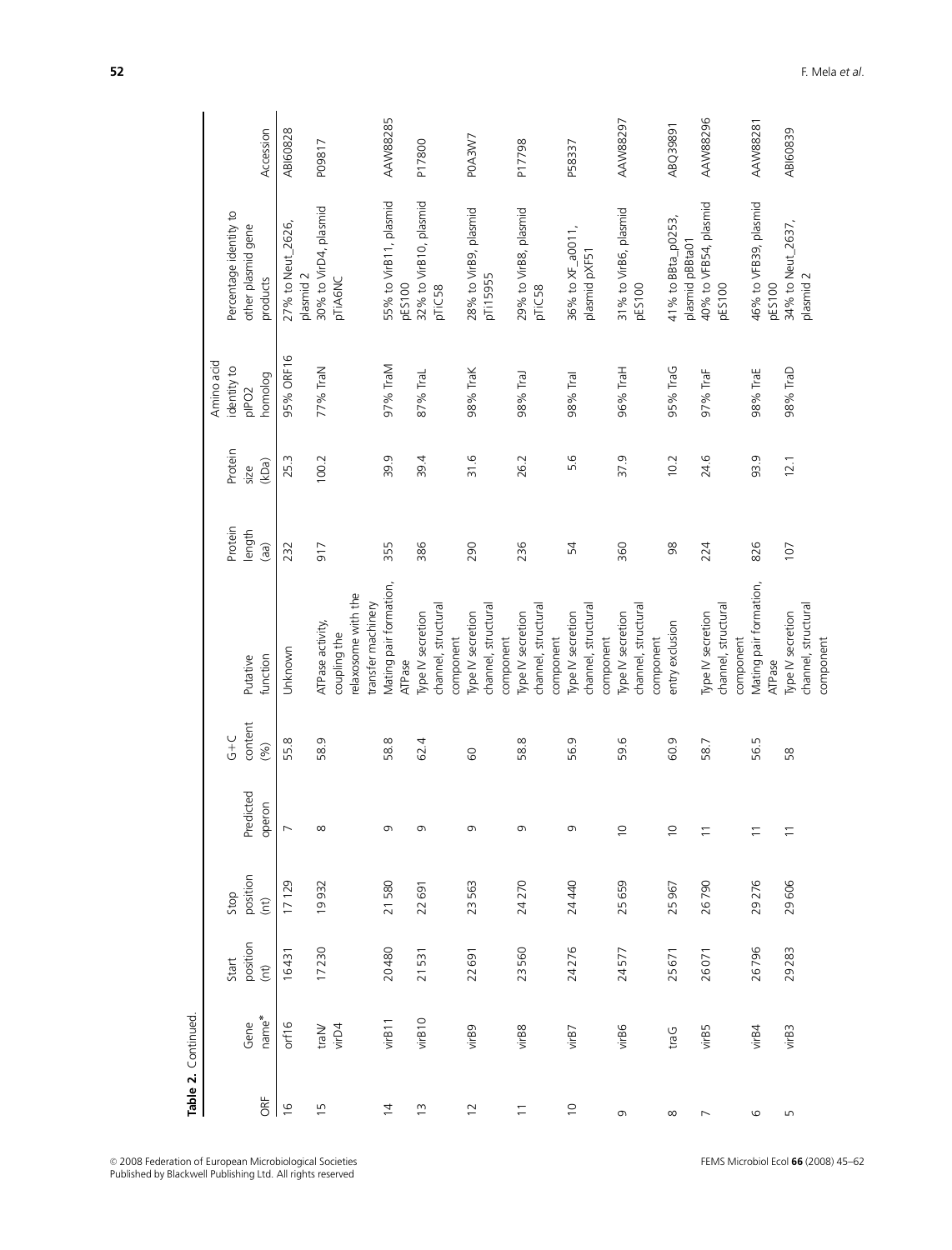**Table 2.** Continued.

| ORF | Gene name* | Start position (nt) | Stop position (nt) | Predicted operon | G+C content (%) | Putative function | Protein length (aa) | Protein size (kDa) | Amino acid identity to pIPO2 homolog | Percentage identity to other plasmid gene products | Accession |
|---|---|---|---|---|---|---|---|---|---|---|---|
| 16 | orf16 | 16431 | 17129 | 7 | 55.8 | Unknown | 232 | 25.3 | 95% ORF16 | 27% to Neut_2626, plasmid 2 | ABI60828 |
| 15 | traN/ virD4 | 17230 | 19932 | 8 | 58.9 | ATPase activity, coupling the relaxosome with the transfer machinery | 917 | 100.2 | 77% TraN | 30% to VirD4, plasmid pTiA6NC | P09817 |
| 14 | virB11 | 20480 | 21580 | 9 | 58.8 | Mating pair formation, ATPase | 355 | 39.9 | 97% TraM | 55% to VirB11, plasmid pES100 | AAW88285 |
| 13 | virB10 | 21531 | 22691 | 9 | 62.4 | Type IV secretion channel, structural component | 386 | 39.4 | 87% TraL | 32% to VirB10, plasmid pTiC58 | P17800 |
| 12 | virB9 | 22691 | 23563 | 9 | 60 | Type IV secretion channel, structural component | 290 | 31.6 | 98% TraK | 28% to VirB9, plasmid pTi15955 | P0A3W7 |
| 11 | virB8 | 23560 | 24270 | 9 | 58.8 | Type IV secretion channel, structural component | 236 | 26.2 | 98% TraJ | 29% to VirB8, plasmid pTiC58 | P17798 |
| 10 | virB7 | 24276 | 24440 | 9 | 56.9 | Type IV secretion channel, structural component | 54 | 5.6 | 98% TraI | 36% to XF_a0011, plasmid pXF51 | P58337 |
| 9 | virB6 | 24577 | 25659 | 10 | 59.6 | Type IV secretion channel, structural component | 360 | 37.9 | 96% TraH | 31% to VirB6, plasmid pES100 | AAW88297 |
| 8 | traG | 25671 | 25967 | 10 | 60.9 | entry exclusion | 98 | 10.2 | 95% TraG | 41% to BBta_p0253, plasmid pBBta01 | ABQ39891 |
| 7 | virB5 | 26071 | 26790 | 11 | 58.7 | Type IV secretion channel, structural component | 224 | 24.6 | 97% TraF | 40% to VFB54, plasmid pES100 | AAW88296 |
| 6 | virB4 | 26796 | 29276 | 11 | 56.5 | Mating pair formation, ATPase | 826 | 93.9 | 98% TraE | 46% to VFB39, plasmid pES100 | AAW88281 |
| 5 | virB3 | 29283 | 29606 | 11 | 58 | Type IV secretion channel, structural component | 107 | 12.1 | 98% TraD | 34% to Neut_2637, plasmid 2 | ABI60839 |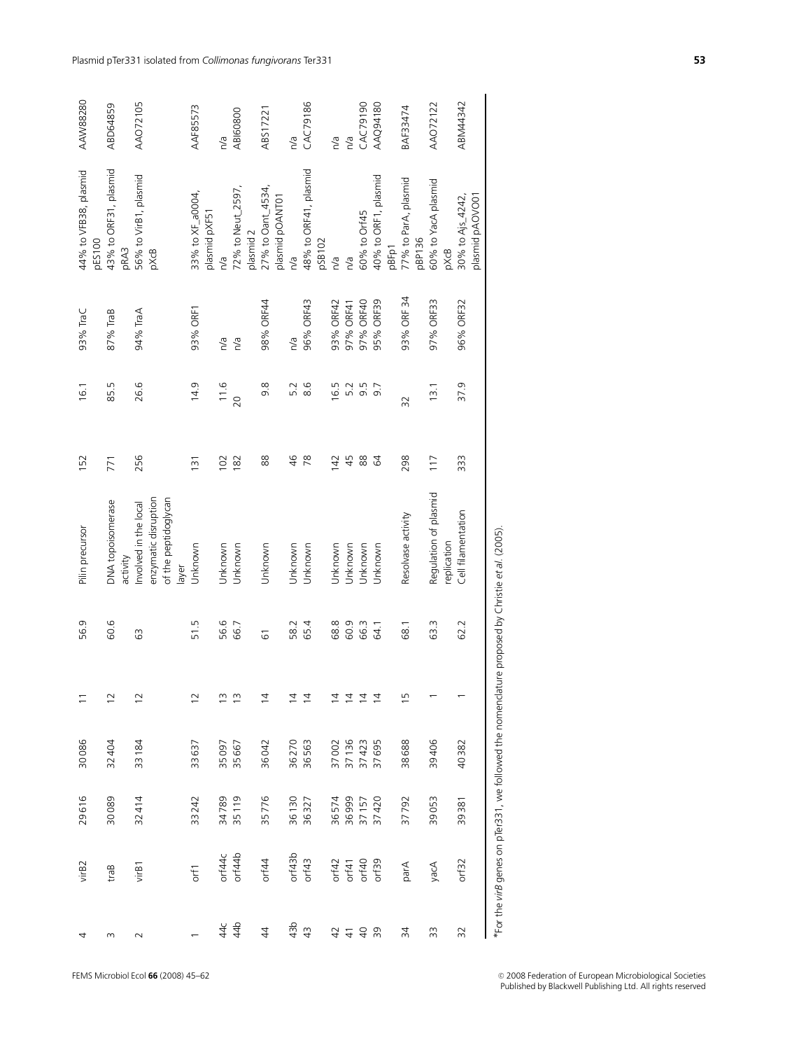| | | | | | | | | | | | |
|---|---|---|---|---|---|---|---|---|---|---|---|
| 4 | virB2 | 29616 | 30086 | 11 | 56.9 | Pilin precursor | 152 | 16.1 | 93% TraC | 44% to VFB38, plasmid pES100 | AAW88280 |
| 3 | traB | 30089 | 32404 | 12 | 60.6 | DNA topoisomerase activity | 771 | 85.5 | 87% TraB | 43% to ORF31, plasmid pRA3 | ABD64859 |
| 2 | virB1 | 32414 | 33184 | 12 | 63 | Involved in the local enzymatic disruption of the peptidoglycan layer | 256 | 26.6 | 94% TraA | 56% to VirB1, plasmid pXcB | AAO72105 |
| 1 | orf1 | 33242 | 33637 | 12 | 51.5 | Unknown | 131 | 14.9 | 93% ORF1 | 33% to XF_a0004, plasmid pXF51 | AAF85573 |
| 44c | orf44c | 34789 | 35097 | 13 | 56.6 | Unknown | 102 | 11.6 | n/a | n/a | n/a |
| 44b | orf44b | 35119 | 35667 | 13 | 66.7 | Unknown | 182 | 20 | n/a | 72% to Neut_2597, plasmid 2 | ABI60800 |
| 44 | orf44 | 35776 | 36042 | 14 | 61 | Unknown | 88 | 9.8 | 98% ORF44 | 27% to Oant_4534, plasmid pOANT01 | ABS17221 |
| 43b | orf43b | 36130 | 36270 | 14 | 58.2 | Unknown | 46 | 5.2 | n/a | n/a | n/a |
| 43 | orf43 | 36327 | 36563 | 14 | 65.4 | Unknown | 78 | 8.6 | 96% ORF43 | 48% to ORF41, plasmid pSB102 | CAC79186 |
| 42 | orf42 | 36574 | 37002 | 14 | 68.8 | Unknown | 142 | 16.5 | 93% ORF42 | n/a | n/a |
| 41 | orf41 | 36999 | 37136 | 14 | 60.9 | Unknown | 45 | 5.2 | 97% ORF41 | n/a | n/a |
| 40 | orf40 | 37157 | 37423 | 14 | 66.3 | Unknown | 88 | 9.5 | 97% ORF40 | 60% to Orf45 | CAC79190 |
| 39 | orf39 | 37420 | 37695 | 14 | 64.1 | Unknown | 64 | 9.7 | 95% ORF39 | 40% to ORF1, plasmid pBFp1 | AAQ94180 |
| 34 | parA | 37792 | 38688 | 15 | 68.1 | Resolvase activity | 298 | 32 | 93% ORF 34 | 77% to ParA, plasmid pBP136 | BAF33474 |
| 33 | yacA | 39053 | 39406 | 1 | 63.3 | Regulation of plasmid replication | 117 | 13.1 | 97% ORF33 | 60% to YacA plasmid pXcB | AAO72122 |
| 32 | orf32 | 39381 | 40382 | 1 | 62.2 | Cell filamentation | 333 | 37.9 | 96% ORF32 | 30% to Ajs_4242, plasmid pAOVO01 | ABM44342 |

*For the *virB* genes on pTer331, we followed the nomenclature proposed by Christie *et al.* (2005).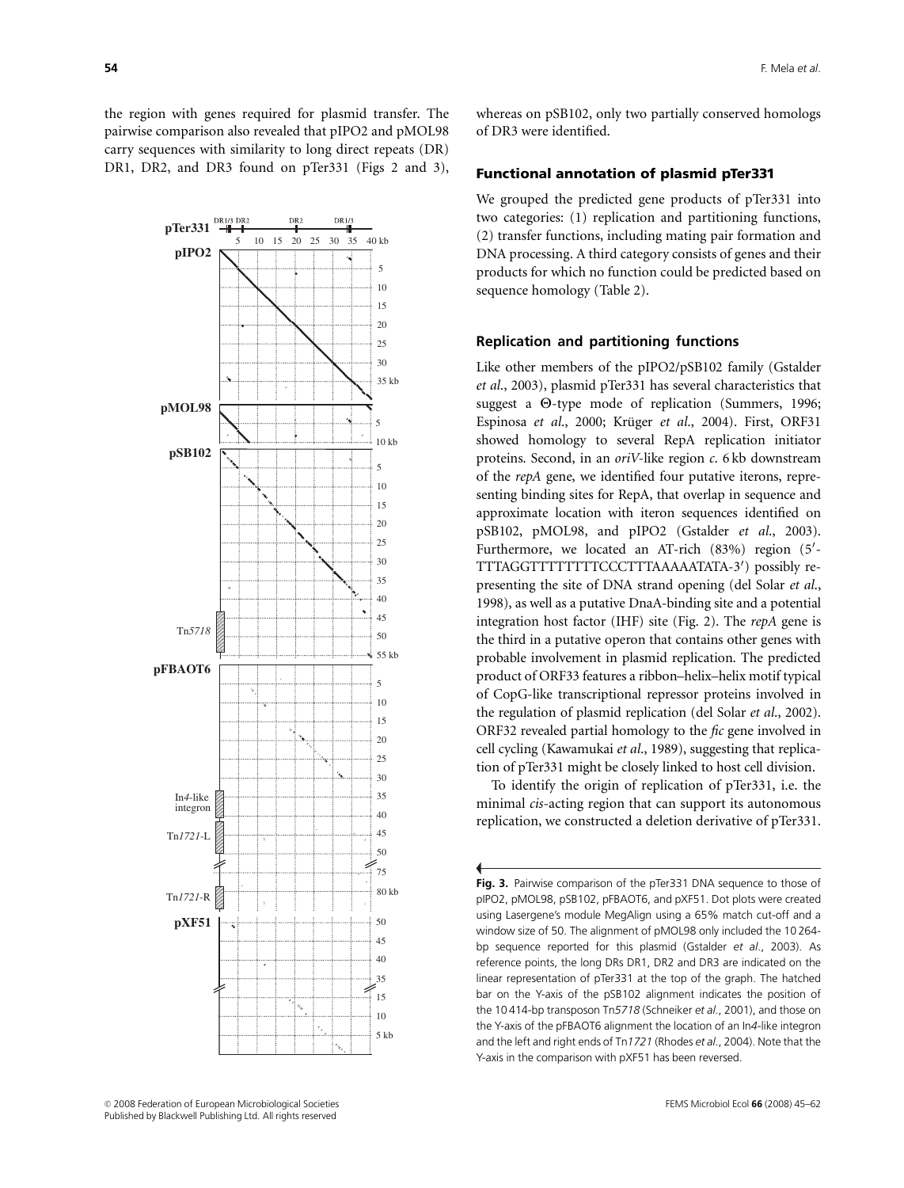the region with genes required for plasmid transfer. The pairwise comparison also revealed that pIPO2 and pMOL98 carry sequences with similarity to long direct repeats (DR) DR1, DR2, and DR3 found on pTer331 (Figs 2 and 3), whereas on pSB102, only two partially conserved homologs of DR3 were identified.

**Fig. 3.** Pairwise comparison of the pTer331 DNA sequence to those of pIPO2, pMOL98, pSB102, pFBAOT6, and pXF51. Dot plots were created using Lasergene's module MegAlign using a 65% match cut-off and a window size of 50. The alignment of pMOL98 only included the 10 264-bp sequence reported for this plasmid (Gstalder *et al.*, 2003). As reference points, the long DRs DR1, DR2 and DR3 are indicated on the linear representation of pTer331 at the top of the graph. The hatched bar on the Y-axis of the pSB102 alignment indicates the position of the 10 414-bp transposon Tn*5718* (Schneiker *et al.*, 2001), and those on the Y-axis of the pFBAOT6 alignment the location of an In*4*-like integron and the left and right ends of Tn*1721* (Rhodes *et al.*, 2004). Note that the Y-axis in the comparison with pXF51 has been reversed.

## Functional annotation of plasmid pTer331

We grouped the predicted gene products of pTer331 into two categories: (1) replication and partitioning functions, (2) transfer functions, including mating pair formation and DNA processing. A third category consists of genes and their products for which no function could be predicted based on sequence homology (Table 2).

### Replication and partitioning functions

Like other members of the pIPO2/pSB102 family (Gstalder *et al.*, 2003), plasmid pTer331 has several characteristics that suggest a Θ-type mode of replication (Summers, 1996; Espinosa *et al.*, 2000; Krüger *et al.*, 2004). First, ORF31 showed homology to several RepA replication initiator proteins. Second, in an *oriV*-like region *c.* 6 kb downstream of the *repA* gene, we identified four putative iterons, representing binding sites for RepA, that overlap in sequence and approximate location with iteron sequences identified on pSB102, pMOL98, and pIPO2 (Gstalder *et al.*, 2003). Furthermore, we located an AT-rich (83%) region (5′-TTTAGGTTTTTTTTCCCTTTAAAAATATA-3′) possibly representing the site of DNA strand opening (del Solar *et al.*, 1998), as well as a putative DnaA-binding site and a potential integration host factor (IHF) site (Fig. 2). The *repA* gene is the third in a putative operon that contains other genes with probable involvement in plasmid replication. The predicted product of ORF33 features a ribbon–helix–helix motif typical of CopG-like transcriptional repressor proteins involved in the regulation of plasmid replication (del Solar *et al.*, 2002). ORF32 revealed partial homology to the *fic* gene involved in cell cycling (Kawamukai *et al.*, 1989), suggesting that replication of pTer331 might be closely linked to host cell division.

To identify the origin of replication of pTer331, i.e. the minimal *cis*-acting region that can support its autonomous replication, we constructed a deletion derivative of pTer331.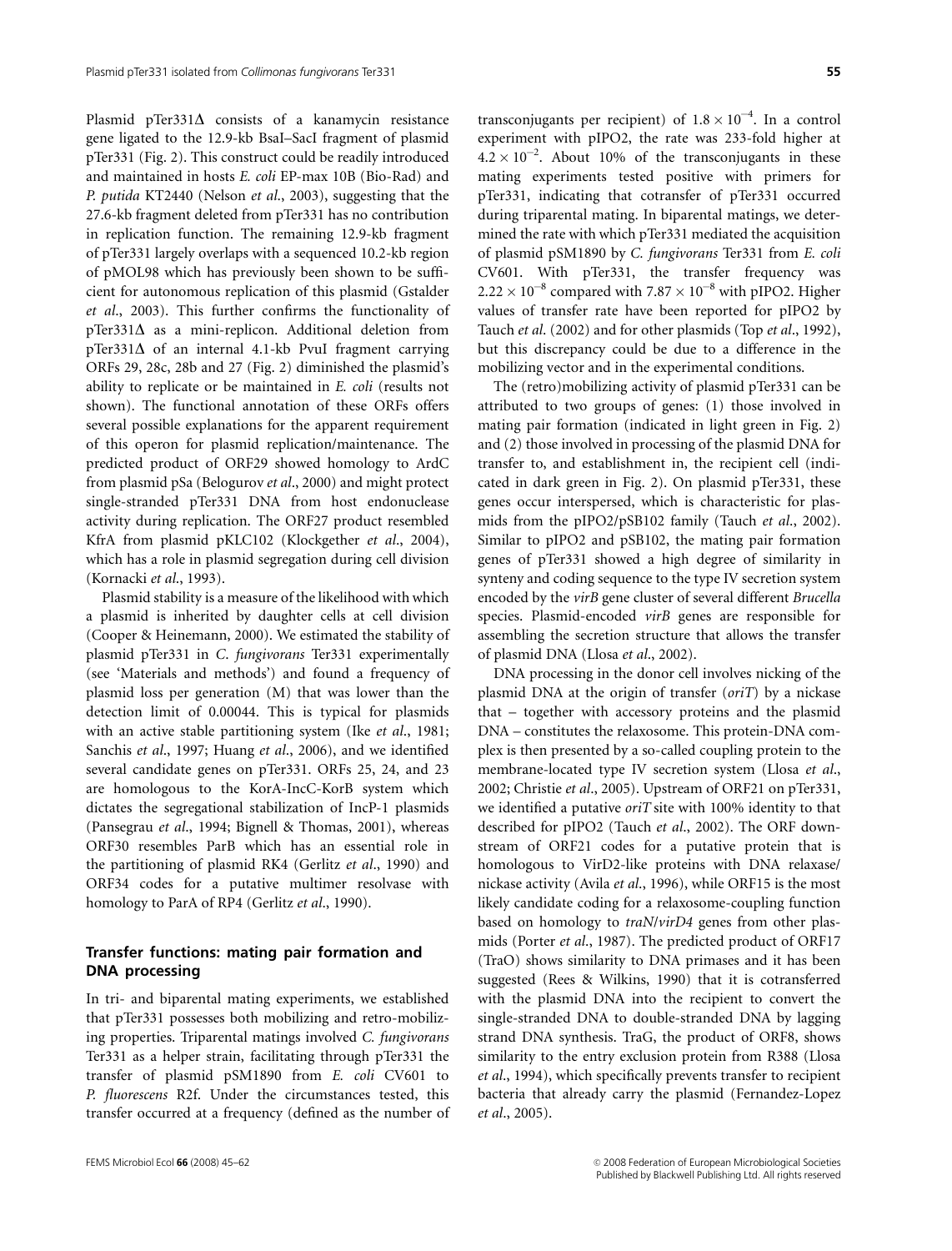Plasmid pTer331Δ consists of a kanamycin resistance gene ligated to the 12.9-kb BsaI–SacI fragment of plasmid pTer331 (Fig. 2). This construct could be readily introduced and maintained in hosts *E. coli* EP-max 10B (Bio-Rad) and *P. putida* KT2440 (Nelson *et al*., 2003), suggesting that the 27.6-kb fragment deleted from pTer331 has no contribution in replication function. The remaining 12.9-kb fragment of pTer331 largely overlaps with a sequenced 10.2-kb region of pMOL98 which has previously been shown to be sufficient for autonomous replication of this plasmid (Gstalder *et al*., 2003). This further confirms the functionality of pTer331Δ as a mini-replicon. Additional deletion from pTer331Δ of an internal 4.1-kb PvuI fragment carrying ORFs 29, 28c, 28b and 27 (Fig. 2) diminished the plasmid's ability to replicate or be maintained in *E. coli* (results not shown). The functional annotation of these ORFs offers several possible explanations for the apparent requirement of this operon for plasmid replication/maintenance. The predicted product of ORF29 showed homology to ArdC from plasmid pSa (Belogurov *et al*., 2000) and might protect single-stranded pTer331 DNA from host endonuclease activity during replication. The ORF27 product resembled KfrA from plasmid pKLC102 (Klockgether *et al*., 2004), which has a role in plasmid segregation during cell division (Kornacki *et al*., 1993).

Plasmid stability is a measure of the likelihood with which a plasmid is inherited by daughter cells at cell division (Cooper & Heinemann, 2000). We estimated the stability of plasmid pTer331 in *C. fungivorans* Ter331 experimentally (see 'Materials and methods') and found a frequency of plasmid loss per generation (M) that was lower than the detection limit of 0.00044. This is typical for plasmids with an active stable partitioning system (Ike *et al*., 1981; Sanchis *et al*., 1997; Huang *et al*., 2006), and we identified several candidate genes on pTer331. ORFs 25, 24, and 23 are homologous to the KorA-IncC-KorB system which dictates the segregational stabilization of IncP-1 plasmids (Pansegrau *et al*., 1994; Bignell & Thomas, 2001), whereas ORF30 resembles ParB which has an essential role in the partitioning of plasmid RK4 (Gerlitz *et al*., 1990) and ORF34 codes for a putative multimer resolvase with homology to ParA of RP4 (Gerlitz *et al*., 1990).

## Transfer functions: mating pair formation and DNA processing

In tri- and biparental mating experiments, we established that pTer331 possesses both mobilizing and retro-mobilizing properties. Triparental matings involved *C. fungivorans* Ter331 as a helper strain, facilitating through pTer331 the transfer of plasmid pSM1890 from *E. coli* CV601 to *P. fluorescens* R2f. Under the circumstances tested, this transfer occurred at a frequency (defined as the number of transconjugants per recipient) of $1.8 \times 10^{-4}$. In a control experiment with pIPO2, the rate was 233-fold higher at $4.2 \times 10^{-2}$. About 10% of the transconjugants in these mating experiments tested positive with primers for pTer331, indicating that cotransfer of pTer331 occurred during triparental mating. In biparental matings, we determined the rate with which pTer331 mediated the acquisition of plasmid pSM1890 by *C. fungivorans* Ter331 from *E. coli* CV601. With pTer331, the transfer frequency was $2.22 \times 10^{-8}$ compared with $7.87 \times 10^{-8}$ with pIPO2. Higher values of transfer rate have been reported for pIPO2 by Tauch *et al*. (2002) and for other plasmids (Top *et al*., 1992), but this discrepancy could be due to a difference in the mobilizing vector and in the experimental conditions.

The (retro)mobilizing activity of plasmid pTer331 can be attributed to two groups of genes: (1) those involved in mating pair formation (indicated in light green in Fig. 2) and (2) those involved in processing of the plasmid DNA for transfer to, and establishment in, the recipient cell (indicated in dark green in Fig. 2). On plasmid pTer331, these genes occur interspersed, which is characteristic for plasmids from the pIPO2/pSB102 family (Tauch *et al*., 2002). Similar to pIPO2 and pSB102, the mating pair formation genes of pTer331 showed a high degree of similarity in synteny and coding sequence to the type IV secretion system encoded by the *virB* gene cluster of several different *Brucella* species. Plasmid-encoded *virB* genes are responsible for assembling the secretion structure that allows the transfer of plasmid DNA (Llosa *et al*., 2002).

DNA processing in the donor cell involves nicking of the plasmid DNA at the origin of transfer (*oriT*) by a nickase that – together with accessory proteins and the plasmid DNA – constitutes the relaxosome. This protein-DNA complex is then presented by a so-called coupling protein to the membrane-located type IV secretion system (Llosa *et al*., 2002; Christie *et al*., 2005). Upstream of ORF21 on pTer331, we identified a putative *oriT* site with 100% identity to that described for pIPO2 (Tauch *et al*., 2002). The ORF downstream of ORF21 codes for a putative protein that is homologous to VirD2-like proteins with DNA relaxase/nickase activity (Avila *et al*., 1996), while ORF15 is the most likely candidate coding for a relaxosome-coupling function based on homology to *traN*/*virD4* genes from other plasmids (Porter *et al*., 1987). The predicted product of ORF17 (TraO) shows similarity to DNA primases and it has been suggested (Rees & Wilkins, 1990) that it is cotransferred with the plasmid DNA into the recipient to convert the single-stranded DNA to double-stranded DNA by lagging strand DNA synthesis. TraG, the product of ORF8, shows similarity to the entry exclusion protein from R388 (Llosa *et al*., 1994), which specifically prevents transfer to recipient bacteria that already carry the plasmid (Fernandez-Lopez *et al*., 2005).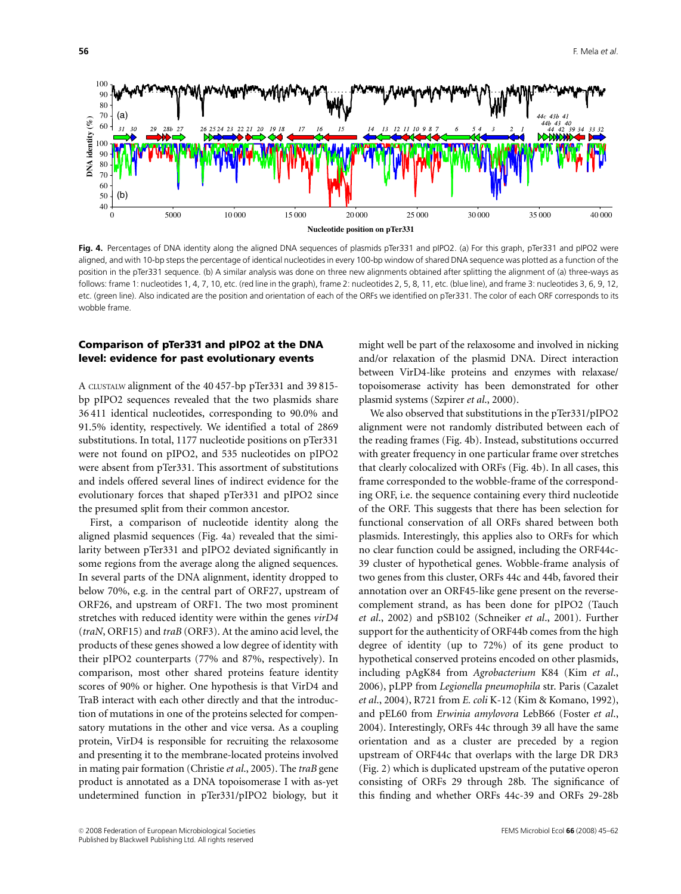**Fig. 4.** Percentages of DNA identity along the aligned DNA sequences of plasmids pTer331 and pIPO2. (a) For this graph, pTer331 and pIPO2 were aligned, and with 10-bp steps the percentage of identical nucleotides in every 100-bp window of shared DNA sequence was plotted as a function of the position in the pTer331 sequence. (b) A similar analysis was done on three new alignments obtained after splitting the alignment of (a) three-ways as follows: frame 1: nucleotides 1, 4, 7, 10, etc. (red line in the graph), frame 2: nucleotides 2, 5, 8, 11, etc. (blue line), and frame 3: nucleotides 3, 6, 9, 12, etc. (green line). Also indicated are the position and orientation of each of the ORFs we identified on pTer331. The color of each ORF corresponds to its wobble frame.

## Comparison of pTer331 and pIPO2 at the DNA level: evidence for past evolutionary events

A CLUSTALW alignment of the 40 457-bp pTer331 and 39 815-bp pIPO2 sequences revealed that the two plasmids share 36 411 identical nucleotides, corresponding to 90.0% and 91.5% identity, respectively. We identified a total of 2869 substitutions. In total, 1177 nucleotide positions on pTer331 were not found on pIPO2, and 535 nucleotides on pIPO2 were absent from pTer331. This assortment of substitutions and indels offered several lines of indirect evidence for the evolutionary forces that shaped pTer331 and pIPO2 since the presumed split from their common ancestor.

First, a comparison of nucleotide identity along the aligned plasmid sequences (Fig. 4a) revealed that the similarity between pTer331 and pIPO2 deviated significantly in some regions from the average along the aligned sequences. In several parts of the DNA alignment, identity dropped to below 70%, e.g. in the central part of ORF27, upstream of ORF26, and upstream of ORF1. The two most prominent stretches with reduced identity were within the genes *virD4* (*traN*, ORF15) and *traB* (ORF3). At the amino acid level, the products of these genes showed a low degree of identity with their pIPO2 counterparts (77% and 87%, respectively). In comparison, most other shared proteins feature identity scores of 90% or higher. One hypothesis is that VirD4 and TraB interact with each other directly and that the introduction of mutations in one of the proteins selected for compensatory mutations in the other and vice versa. As a coupling protein, VirD4 is responsible for recruiting the relaxosome and presenting it to the membrane-located proteins involved in mating pair formation (Christie *et al*., 2005). The *traB* gene product is annotated as a DNA topoisomerase I with as-yet undetermined function in pTer331/pIPO2 biology, but it might well be part of the relaxosome and involved in nicking and/or relaxation of the plasmid DNA. Direct interaction between VirD4-like proteins and enzymes with relaxase/topoisomerase activity has been demonstrated for other plasmid systems (Szpirer *et al*., 2000).

We also observed that substitutions in the pTer331/pIPO2 alignment were not randomly distributed between each of the reading frames (Fig. 4b). Instead, substitutions occurred with greater frequency in one particular frame over stretches that clearly colocalized with ORFs (Fig. 4b). In all cases, this frame corresponded to the wobble-frame of the corresponding ORF, i.e. the sequence containing every third nucleotide of the ORF. This suggests that there has been selection for functional conservation of all ORFs shared between both plasmids. Interestingly, this applies also to ORFs for which no clear function could be assigned, including the ORF44c-39 cluster of hypothetical genes. Wobble-frame analysis of two genes from this cluster, ORFs 44c and 44b, favored their annotation over an ORF45-like gene present on the reverse-complement strand, as has been done for pIPO2 (Tauch *et al*., 2002) and pSB102 (Schneiker *et al*., 2001). Further support for the authenticity of ORF44b comes from the high degree of identity (up to 72%) of its gene product to hypothetical conserved proteins encoded on other plasmids, including pAgK84 from *Agrobacterium* K84 (Kim *et al*., 2006), pLPP from *Legionella pneumophila* str. Paris (Cazalet *et al*., 2004), R721 from *E. coli* K-12 (Kim & Komano, 1992), and pEL60 from *Erwinia amylovora* LebB66 (Foster *et al*., 2004). Interestingly, ORFs 44c through 39 all have the same orientation and as a cluster are preceded by a region upstream of ORF44c that overlaps with the large DR DR3 (Fig. 2) which is duplicated upstream of the putative operon consisting of ORFs 29 through 28b. The significance of this finding and whether ORFs 44c-39 and ORFs 29-28b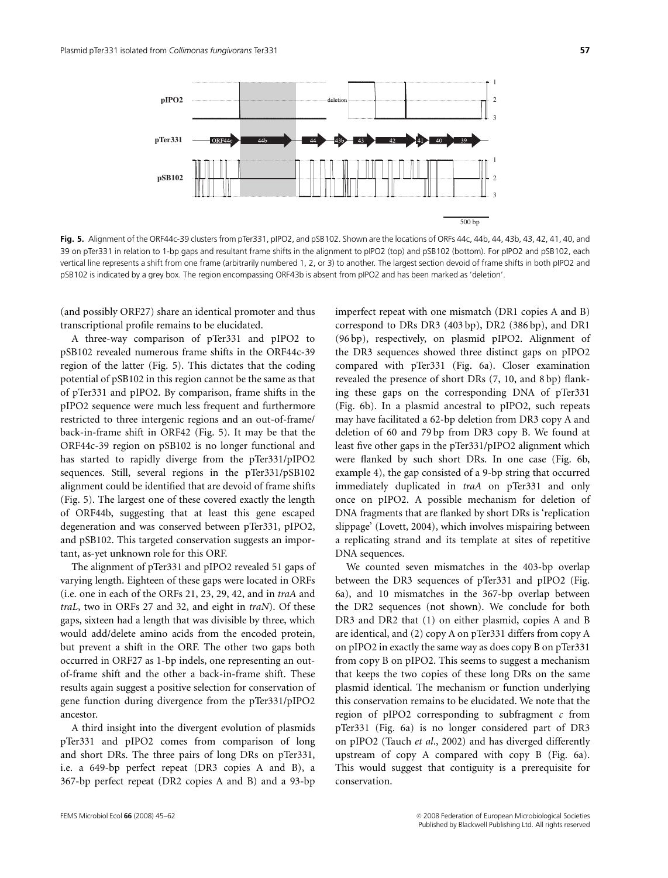Fig. 5. Alignment of the ORF44c-39 clusters from pTer331, pIPO2, and pSB102. Shown are the locations of ORFs 44c, 44b, 44, 43b, 43, 42, 41, 40, and 39 on pTer331 in relation to 1-bp gaps and resultant frame shifts in the alignment to pIPO2 (top) and pSB102 (bottom). For pIPO2 and pSB102, each vertical line represents a shift from one frame (arbitrarily numbered 1, 2, or 3) to another. The largest section devoid of frame shifts in both pIPO2 and pSB102 is indicated by a grey box. The region encompassing ORF43b is absent from pIPO2 and has been marked as 'deletion'.

(and possibly ORF27) share an identical promoter and thus transcriptional profile remains to be elucidated.

A three-way comparison of pTer331 and pIPO2 to pSB102 revealed numerous frame shifts in the ORF44c-39 region of the latter (Fig. 5). This dictates that the coding potential of pSB102 in this region cannot be the same as that of pTer331 and pIPO2. By comparison, frame shifts in the pIPO2 sequence were much less frequent and furthermore restricted to three intergenic regions and an out-of-frame/back-in-frame shift in ORF42 (Fig. 5). It may be that the ORF44c-39 region on pSB102 is no longer functional and has started to rapidly diverge from the pTer331/pIPO2 sequences. Still, several regions in the pTer331/pSB102 alignment could be identified that are devoid of frame shifts (Fig. 5). The largest one of these covered exactly the length of ORF44b, suggesting that at least this gene escaped degeneration and was conserved between pTer331, pIPO2, and pSB102. This targeted conservation suggests an important, as-yet unknown role for this ORF.

The alignment of pTer331 and pIPO2 revealed 51 gaps of varying length. Eighteen of these gaps were located in ORFs (i.e. one in each of the ORFs 21, 23, 29, 42, and in *traA* and *traL*, two in ORFs 27 and 32, and eight in *traN*). Of these gaps, sixteen had a length that was divisible by three, which would add/delete amino acids from the encoded protein, but prevent a shift in the ORF. The other two gaps both occurred in ORF27 as 1-bp indels, one representing an out-of-frame shift and the other a back-in-frame shift. These results again suggest a positive selection for conservation of gene function during divergence from the pTer331/pIPO2 ancestor.

A third insight into the divergent evolution of plasmids pTer331 and pIPO2 comes from comparison of long and short DRs. The three pairs of long DRs on pTer331, i.e. a 649-bp perfect repeat (DR3 copies A and B), a 367-bp perfect repeat (DR2 copies A and B) and a 93-bp imperfect repeat with one mismatch (DR1 copies A and B) correspond to DRs DR3 (403 bp), DR2 (386 bp), and DR1 (96 bp), respectively, on plasmid pIPO2. Alignment of the DR3 sequences showed three distinct gaps on pIPO2 compared with pTer331 (Fig. 6a). Closer examination revealed the presence of short DRs (7, 10, and 8 bp) flanking these gaps on the corresponding DNA of pTer331 (Fig. 6b). In a plasmid ancestral to pIPO2, such repeats may have facilitated a 62-bp deletion from DR3 copy A and deletion of 60 and 79 bp from DR3 copy B. We found at least five other gaps in the pTer331/pIPO2 alignment which were flanked by such short DRs. In one case (Fig. 6b, example 4), the gap consisted of a 9-bp string that occurred immediately duplicated in *traA* on pTer331 and only once on pIPO2. A possible mechanism for deletion of DNA fragments that are flanked by short DRs is 'replication slippage' (Lovett, 2004), which involves mispairing between a replicating strand and its template at sites of repetitive DNA sequences.

We counted seven mismatches in the 403-bp overlap between the DR3 sequences of pTer331 and pIPO2 (Fig. 6a), and 10 mismatches in the 367-bp overlap between the DR2 sequences (not shown). We conclude for both DR3 and DR2 that (1) on either plasmid, copies A and B are identical, and (2) copy A on pTer331 differs from copy A on pIPO2 in exactly the same way as does copy B on pTer331 from copy B on pIPO2. This seems to suggest a mechanism that keeps the two copies of these long DRs on the same plasmid identical. The mechanism or function underlying this conservation remains to be elucidated. We note that the region of pIPO2 corresponding to subfragment *c* from pTer331 (Fig. 6a) is no longer considered part of DR3 on pIPO2 (Tauch *et al*., 2002) and has diverged differently upstream of copy A compared with copy B (Fig. 6a). This would suggest that contiguity is a prerequisite for conservation.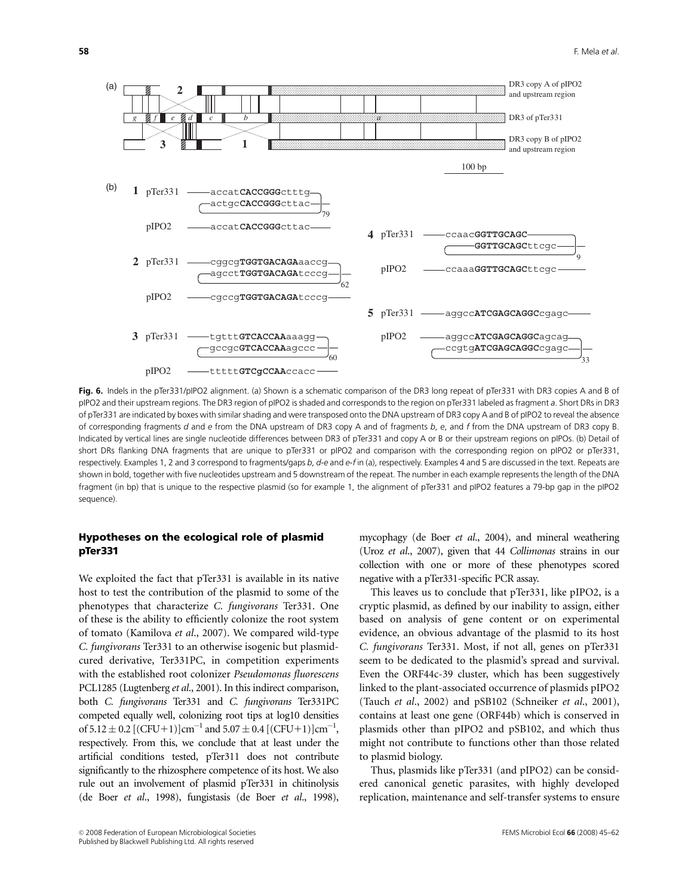**Fig. 6.** Indels in the pTer331/pIPO2 alignment. (a) Shown is a schematic comparison of the DR3 long repeat of pTer331 with DR3 copies A and B of pIPO2 and their upstream regions. The DR3 region of pIPO2 is shaded and corresponds to the region on pTer331 labeled as fragment *a*. Short DRs in DR3 of pTer331 are indicated by boxes with similar shading and were transposed onto the DNA upstream of DR3 copy A and B of pIPO2 to reveal the absence of corresponding fragments *d* and *e* from the DNA upstream of DR3 copy A and of fragments *b*, *e*, and *f* from the DNA upstream of DR3 copy B. Indicated by vertical lines are single nucleotide differences between DR3 of pTer331 and copy A or B or their upstream regions on pIPOs. (b) Detail of short DRs flanking DNA fragments that are unique to pTer331 or pIPO2 and comparison with the corresponding region on pIPO2 or pTer331, respectively. Examples 1, 2 and 3 correspond to fragments/gaps *b*, *d-e* and *e-f* in (a), respectively. Examples 4 and 5 are discussed in the text. Repeats are shown in bold, together with five nucleotides upstream and 5 downstream of the repeat. The number in each example represents the length of the DNA fragment (in bp) that is unique to the respective plasmid (so for example 1, the alignment of pTer331 and pIPO2 features a 79-bp gap in the pIPO2 sequence).

## Hypotheses on the ecological role of plasmid pTer331

We exploited the fact that pTer331 is available in its native host to test the contribution of the plasmid to some of the phenotypes that characterize *C. fungivorans* Ter331. One of these is the ability to efficiently colonize the root system of tomato (Kamilova *et al*., 2007). We compared wild-type *C. fungivorans* Ter331 to an otherwise isogenic but plasmid-cured derivative, Ter331PC, in competition experiments with the established root colonizer *Pseudomonas fluorescens* PCL1285 (Lugtenberg *et al*., 2001). In this indirect comparison, both *C. fungivorans* Ter331 and *C. fungivorans* Ter331PC competed equally well, colonizing root tips at log10 densities of $5.12 \pm 0.2$ [(CFU+1)]$\text{cm}^{-1}$ and $5.07 \pm 0.4$ [(CFU+1)]$\text{cm}^{-1}$, respectively. From this, we conclude that at least under the artificial conditions tested, pTer311 does not contribute significantly to the rhizosphere competence of its host. We also rule out an involvement of plasmid pTer331 in chitinolysis (de Boer *et al*., 1998), fungistasis (de Boer *et al*., 1998), mycophagy (de Boer *et al*., 2004), and mineral weathering (Uroz *et al*., 2007), given that 44 *Collimonas* strains in our collection with one or more of these phenotypes scored negative with a pTer331-specific PCR assay.

This leaves us to conclude that pTer331, like pIPO2, is a cryptic plasmid, as defined by our inability to assign, either based on analysis of gene content or on experimental evidence, an obvious advantage of the plasmid to its host *C. fungivorans* Ter331. Most, if not all, genes on pTer331 seem to be dedicated to the plasmid's spread and survival. Even the ORF44c-39 cluster, which has been suggestively linked to the plant-associated occurrence of plasmids pIPO2 (Tauch *et al*., 2002) and pSB102 (Schneiker *et al*., 2001), contains at least one gene (ORF44b) which is conserved in plasmids other than pIPO2 and pSB102, and which thus might not contribute to functions other than those related to plasmid biology.

Thus, plasmids like pTer331 (and pIPO2) can be considered canonical genetic parasites, with highly developed replication, maintenance and self-transfer systems to ensure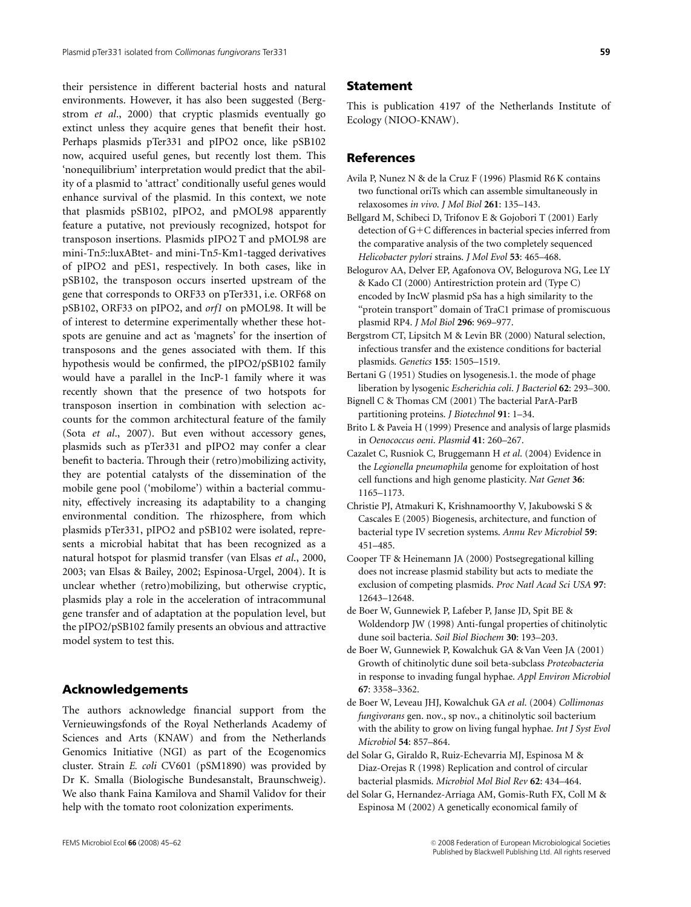their persistence in different bacterial hosts and natural environments. However, it has also been suggested (Bergstrom *et al*., 2000) that cryptic plasmids eventually go extinct unless they acquire genes that benefit their host. Perhaps plasmids pTer331 and pIPO2 once, like pSB102 now, acquired useful genes, but recently lost them. This 'nonequilibrium' interpretation would predict that the ability of a plasmid to 'attract' conditionally useful genes would enhance survival of the plasmid. In this context, we note that plasmids pSB102, pIPO2, and pMOL98 apparently feature a putative, not previously recognized, hotspot for transposon insertions. Plasmids pIPO2 T and pMOL98 are mini-Tn*5*::luxABtet- and mini-Tn*5*-Km1-tagged derivatives of pIPO2 and pES1, respectively. In both cases, like in pSB102, the transposon occurs inserted upstream of the gene that corresponds to ORF33 on pTer331, i.e. ORF68 on pSB102, ORF33 on pIPO2, and *orf1* on pMOL98. It will be of interest to determine experimentally whether these hotspots are genuine and act as 'magnets' for the insertion of transposons and the genes associated with them. If this hypothesis would be confirmed, the pIPO2/pSB102 family would have a parallel in the IncP-1 family where it was recently shown that the presence of two hotspots for transposon insertion in combination with selection accounts for the common architectural feature of the family (Sota *et al*., 2007). But even without accessory genes, plasmids such as pTer331 and pIPO2 may confer a clear benefit to bacteria. Through their (retro)mobilizing activity, they are potential catalysts of the dissemination of the mobile gene pool ('mobilome') within a bacterial community, effectively increasing its adaptability to a changing environmental condition. The rhizosphere, from which plasmids pTer331, pIPO2 and pSB102 were isolated, represents a microbial habitat that has been recognized as a natural hotspot for plasmid transfer (van Elsas *et al*., 2000, 2003; van Elsas & Bailey, 2002; Espinosa-Urgel, 2004). It is unclear whether (retro)mobilizing, but otherwise cryptic, plasmids play a role in the acceleration of intracommunal gene transfer and of adaptation at the population level, but the pIPO2/pSB102 family presents an obvious and attractive model system to test this.

## Acknowledgements

The authors acknowledge financial support from the Vernieuwingsfonds of the Royal Netherlands Academy of Sciences and Arts (KNAW) and from the Netherlands Genomics Initiative (NGI) as part of the Ecogenomics cluster. Strain *E. coli* CV601 (pSM1890) was provided by Dr K. Smalla (Biologische Bundesanstalt, Braunschweig). We also thank Faina Kamilova and Shamil Validov for their help with the tomato root colonization experiments.

## Statement

This is publication 4197 of the Netherlands Institute of Ecology (NIOO-KNAW).

## References

Avila P, Nunez N & de la Cruz F (1996) Plasmid R6 K contains two functional oriTs which can assemble simultaneously in relaxosomes *in vivo*. *J Mol Biol* **261**: 135–143.

Bellgard M, Schibeci D, Trifonov E & Gojobori T (2001) Early detection of G+C differences in bacterial species inferred from the comparative analysis of the two completely sequenced *Helicobacter pylori* strains. *J Mol Evol* **53**: 465–468.

Belogurov AA, Delver EP, Agafonova OV, Belogurova NG, Lee LY & Kado CI (2000) Antirestriction protein ard (Type C) encoded by IncW plasmid pSa has a high similarity to the "protein transport" domain of TraC1 primase of promiscuous plasmid RP4. *J Mol Biol* **296**: 969–977.

Bergstrom CT, Lipsitch M & Levin BR (2000) Natural selection, infectious transfer and the existence conditions for bacterial plasmids. *Genetics* **155**: 1505–1519.

Bertani G (1951) Studies on lysogenesis.1. the mode of phage liberation by lysogenic *Escherichia coli*. *J Bacteriol* **62**: 293–300.

Bignell C & Thomas CM (2001) The bacterial ParA-ParB partitioning proteins. *J Biotechnol* **91**: 1–34.

Brito L & Paveia H (1999) Presence and analysis of large plasmids in *Oenococcus oeni*. *Plasmid* **41**: 260–267.

Cazalet C, Rusniok C, Bruggemann H *et al*. (2004) Evidence in the *Legionella pneumophila* genome for exploitation of host cell functions and high genome plasticity. *Nat Genet* **36**: 1165–1173.

Christie PJ, Atmakuri K, Krishnamoorthy V, Jakubowski S & Cascales E (2005) Biogenesis, architecture, and function of bacterial type IV secretion systems. *Annu Rev Microbiol* **59**: 451–485.

Cooper TF & Heinemann JA (2000) Postsegregational killing does not increase plasmid stability but acts to mediate the exclusion of competing plasmids. *Proc Natl Acad Sci USA* **97**: 12643–12648.

de Boer W, Gunnewiek P, Lafeber P, Janse JD, Spit BE & Woldendorp JW (1998) Anti-fungal properties of chitinolytic dune soil bacteria. *Soil Biol Biochem* **30**: 193–203.

de Boer W, Gunnewiek P, Kowalchuk GA & Van Veen JA (2001) Growth of chitinolytic dune soil beta-subclass *Proteobacteria* in response to invading fungal hyphae. *Appl Environ Microbiol* **67**: 3358–3362.

de Boer W, Leveau JHJ, Kowalchuk GA *et al*. (2004) *Collimonas fungivorans* gen. nov., sp nov., a chitinolytic soil bacterium with the ability to grow on living fungal hyphae. *Int J Syst Evol Microbiol* **54**: 857–864.

del Solar G, Giraldo R, Ruiz-Echevarria MJ, Espinosa M & Diaz-Orejas R (1998) Replication and control of circular bacterial plasmids. *Microbiol Mol Biol Rev* **62**: 434–464.

del Solar G, Hernandez-Arriaga AM, Gomis-Ruth FX, Coll M & Espinosa M (2002) A genetically economical family of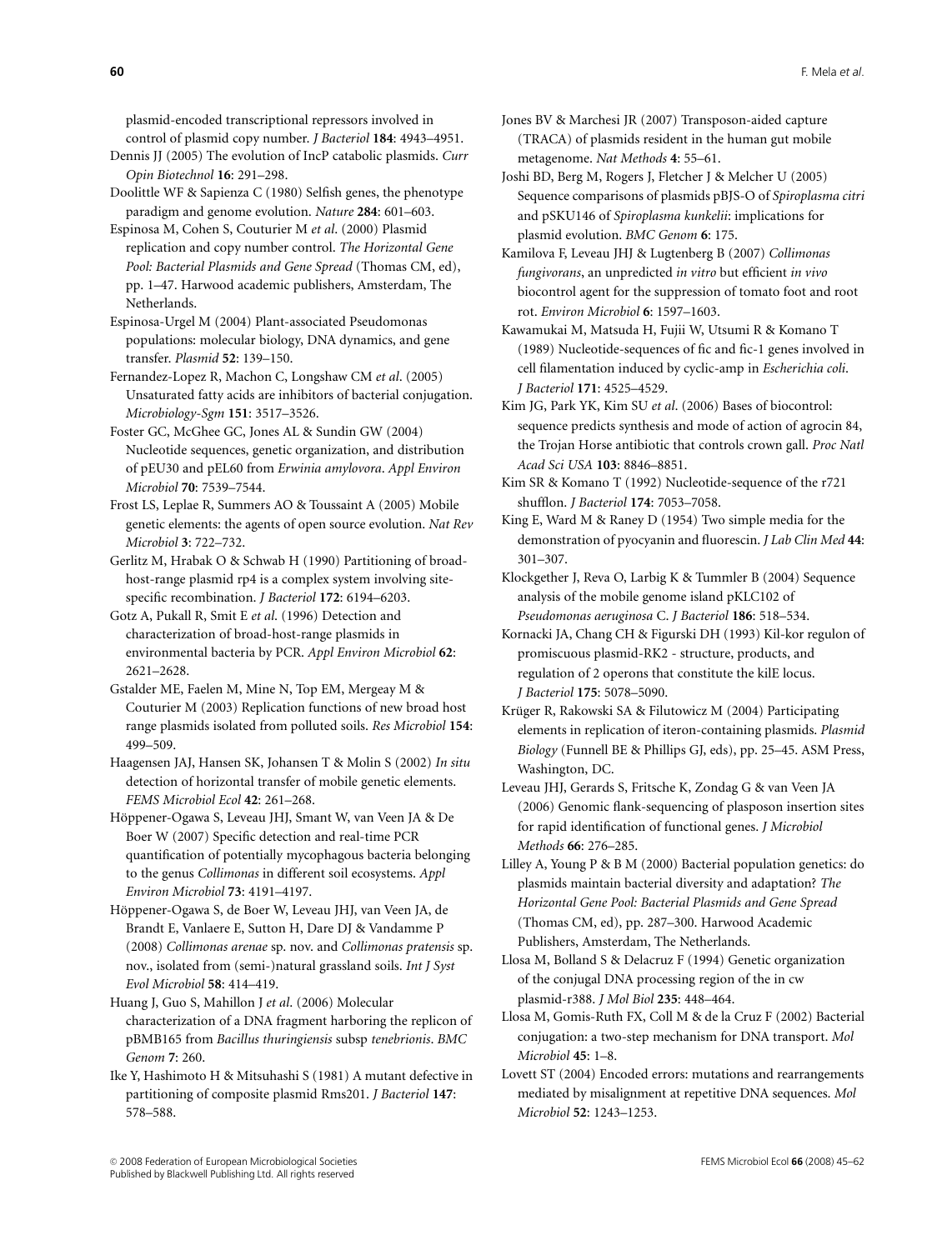plasmid-encoded transcriptional repressors involved in control of plasmid copy number. *J Bacteriol* **184**: 4943–4951.

Dennis JJ (2005) The evolution of IncP catabolic plasmids. *Curr Opin Biotechnol* **16**: 291–298.

Doolittle WF & Sapienza C (1980) Selfish genes, the phenotype paradigm and genome evolution. *Nature* **284**: 601–603.

Espinosa M, Cohen S, Couturier M *et al*. (2000) Plasmid replication and copy number control. *The Horizontal Gene Pool: Bacterial Plasmids and Gene Spread* (Thomas CM, ed), pp. 1–47. Harwood academic publishers, Amsterdam, The Netherlands.

Espinosa-Urgel M (2004) Plant-associated Pseudomonas populations: molecular biology, DNA dynamics, and gene transfer. *Plasmid* **52**: 139–150.

Fernandez-Lopez R, Machon C, Longshaw CM *et al*. (2005) Unsaturated fatty acids are inhibitors of bacterial conjugation. *Microbiology-Sgm* **151**: 3517–3526.

Foster GC, McGhee GC, Jones AL & Sundin GW (2004) Nucleotide sequences, genetic organization, and distribution of pEU30 and pEL60 from *Erwinia amylovora*. *Appl Environ Microbiol* **70**: 7539–7544.

Frost LS, Leplae R, Summers AO & Toussaint A (2005) Mobile genetic elements: the agents of open source evolution. *Nat Rev Microbiol* **3**: 722–732.

Gerlitz M, Hrabak O & Schwab H (1990) Partitioning of broad-host-range plasmid rp4 is a complex system involving site-specific recombination. *J Bacteriol* **172**: 6194–6203.

Gotz A, Pukall R, Smit E *et al*. (1996) Detection and characterization of broad-host-range plasmids in environmental bacteria by PCR. *Appl Environ Microbiol* **62**: 2621–2628.

Gstalder ME, Faelen M, Mine N, Top EM, Mergeay M & Couturier M (2003) Replication functions of new broad host range plasmids isolated from polluted soils. *Res Microbiol* **154**: 499–509.

Haagensen JAJ, Hansen SK, Johansen T & Molin S (2002) *In situ* detection of horizontal transfer of mobile genetic elements. *FEMS Microbiol Ecol* **42**: 261–268.

Höppener-Ogawa S, Leveau JHJ, Smant W, van Veen JA & De Boer W (2007) Specific detection and real-time PCR quantification of potentially mycophagous bacteria belonging to the genus *Collimonas* in different soil ecosystems. *Appl Environ Microbiol* **73**: 4191–4197.

Höppener-Ogawa S, de Boer W, Leveau JHJ, van Veen JA, de Brandt E, Vanlaere E, Sutton H, Dare DJ & Vandamme P (2008) *Collimonas arenae* sp. nov. and *Collimonas pratensis* sp. nov., isolated from (semi-)natural grassland soils. *Int J Syst Evol Microbiol* **58**: 414–419.

Huang J, Guo S, Mahillon J *et al*. (2006) Molecular characterization of a DNA fragment harboring the replicon of pBMB165 from *Bacillus thuringiensis* subsp *tenebrionis*. *BMC Genom* **7**: 260.

Ike Y, Hashimoto H & Mitsuhashi S (1981) A mutant defective in partitioning of composite plasmid Rms201. *J Bacteriol* **147**: 578–588.

Jones BV & Marchesi JR (2007) Transposon-aided capture (TRACA) of plasmids resident in the human gut mobile metagenome. *Nat Methods* **4**: 55–61.

Joshi BD, Berg M, Rogers J, Fletcher J & Melcher U (2005) Sequence comparisons of plasmids pBJS-O of *Spiroplasma citri* and pSKU146 of *Spiroplasma kunkelii*: implications for plasmid evolution. *BMC Genom* **6**: 175.

Kamilova F, Leveau JHJ & Lugtenberg B (2007) *Collimonas fungivorans*, an unpredicted *in vitro* but efficient *in vivo* biocontrol agent for the suppression of tomato foot and root rot. *Environ Microbiol* **6**: 1597–1603.

Kawamukai M, Matsuda H, Fujii W, Utsumi R & Komano T (1989) Nucleotide-sequences of fic and fic-1 genes involved in cell filamentation induced by cyclic-amp in *Escherichia coli*. *J Bacteriol* **171**: 4525–4529.

Kim JG, Park YK, Kim SU *et al*. (2006) Bases of biocontrol: sequence predicts synthesis and mode of action of agrocin 84, the Trojan Horse antibiotic that controls crown gall. *Proc Natl Acad Sci USA* **103**: 8846–8851.

Kim SR & Komano T (1992) Nucleotide-sequence of the r721 shufflon. *J Bacteriol* **174**: 7053–7058.

King E, Ward M & Raney D (1954) Two simple media for the demonstration of pyocyanin and fluorescin. *J Lab Clin Med* **44**: 301–307.

Klockgether J, Reva O, Larbig K & Tummler B (2004) Sequence analysis of the mobile genome island pKLC102 of *Pseudomonas aeruginosa* C. *J Bacteriol* **186**: 518–534.

Kornacki JA, Chang CH & Figurski DH (1993) Kil-kor regulon of promiscuous plasmid-RK2 - structure, products, and regulation of 2 operons that constitute the kilE locus. *J Bacteriol* **175**: 5078–5090.

Krüger R, Rakowski SA & Filutowicz M (2004) Participating elements in replication of iteron-containing plasmids. *Plasmid Biology* (Funnell BE & Phillips GJ, eds), pp. 25–45. ASM Press, Washington, DC.

Leveau JHJ, Gerards S, Fritsche K, Zondag G & van Veen JA (2006) Genomic flank-sequencing of plasposon insertion sites for rapid identification of functional genes. *J Microbiol Methods* **66**: 276–285.

Lilley A, Young P & B M (2000) Bacterial population genetics: do plasmids maintain bacterial diversity and adaptation? *The Horizontal Gene Pool: Bacterial Plasmids and Gene Spread* (Thomas CM, ed), pp. 287–300. Harwood Academic Publishers, Amsterdam, The Netherlands.

Llosa M, Bolland S & Delacruz F (1994) Genetic organization of the conjugal DNA processing region of the in cw plasmid-r388. *J Mol Biol* **235**: 448–464.

Llosa M, Gomis-Ruth FX, Coll M & de la Cruz F (2002) Bacterial conjugation: a two-step mechanism for DNA transport. *Mol Microbiol* **45**: 1–8.

Lovett ST (2004) Encoded errors: mutations and rearrangements mediated by misalignment at repetitive DNA sequences. *Mol Microbiol* **52**: 1243–1253.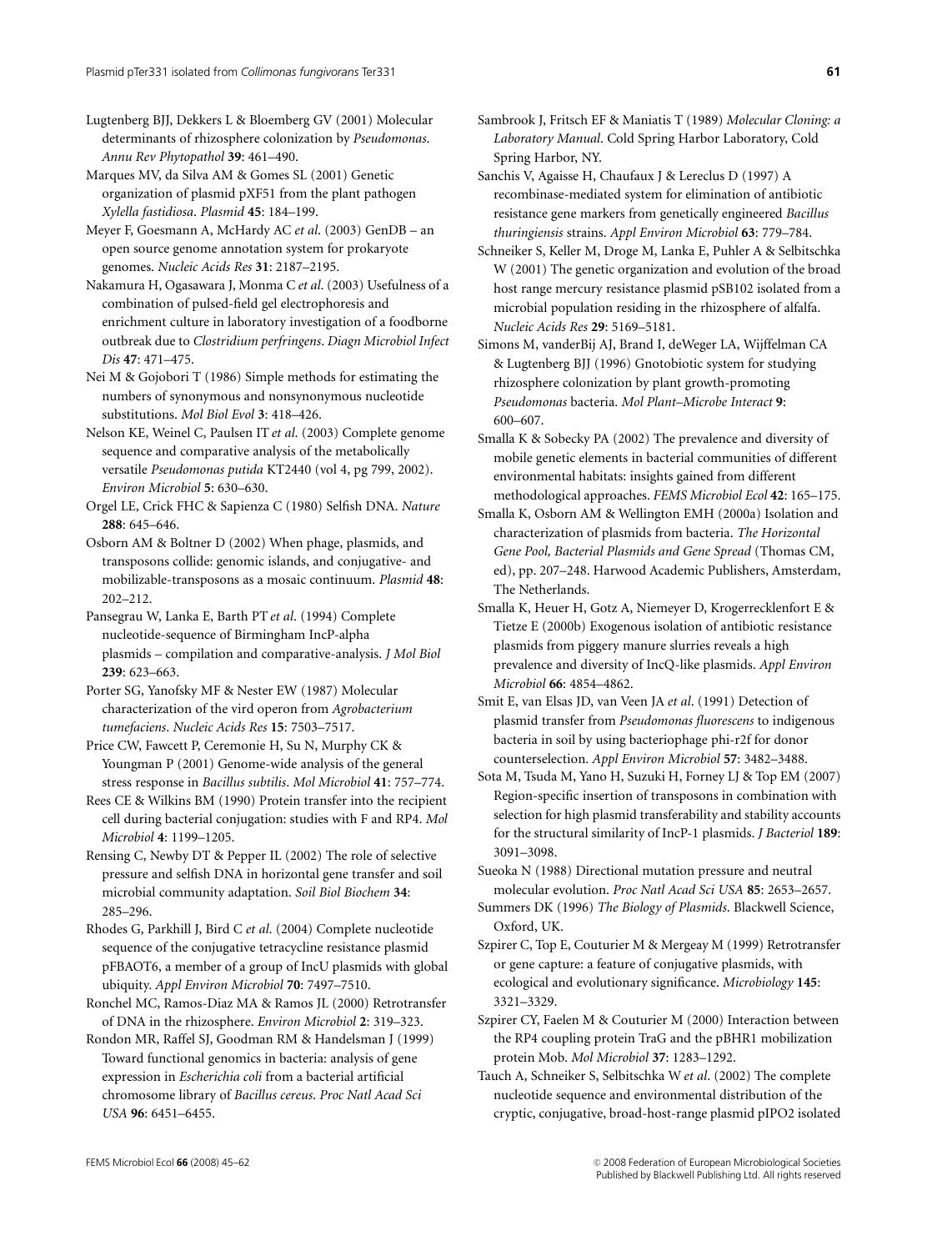Lugtenberg BJJ, Dekkers L & Bloemberg GV (2001) Molecular determinants of rhizosphere colonization by *Pseudomonas*. *Annu Rev Phytopathol* **39**: 461–490.

Marques MV, da Silva AM & Gomes SL (2001) Genetic organization of plasmid pXF51 from the plant pathogen *Xylella fastidiosa*. *Plasmid* **45**: 184–199.

Meyer F, Goesmann A, McHardy AC *et al.* (2003) GenDB – an open source genome annotation system for prokaryote genomes. *Nucleic Acids Res* **31**: 2187–2195.

Nakamura H, Ogasawara J, Monma C *et al.* (2003) Usefulness of a combination of pulsed-field gel electrophoresis and enrichment culture in laboratory investigation of a foodborne outbreak due to *Clostridium perfringens*. *Diagn Microbiol Infect Dis* **47**: 471–475.

Nei M & Gojobori T (1986) Simple methods for estimating the numbers of synonymous and nonsynonymous nucleotide substitutions. *Mol Biol Evol* **3**: 418–426.

Nelson KE, Weinel C, Paulsen IT *et al.* (2003) Complete genome sequence and comparative analysis of the metabolically versatile *Pseudomonas putida* KT2440 (vol 4, pg 799, 2002). *Environ Microbiol* **5**: 630–630.

Orgel LE, Crick FHC & Sapienza C (1980) Selfish DNA. *Nature* **288**: 645–646.

Osborn AM & Boltner D (2002) When phage, plasmids, and transposons collide: genomic islands, and conjugative- and mobilizable-transposons as a mosaic continuum. *Plasmid* **48**: 202–212.

Pansegrau W, Lanka E, Barth PT *et al.* (1994) Complete nucleotide-sequence of Birmingham IncP-alpha plasmids – compilation and comparative-analysis. *J Mol Biol* **239**: 623–663.

Porter SG, Yanofsky MF & Nester EW (1987) Molecular characterization of the vird operon from *Agrobacterium tumefaciens*. *Nucleic Acids Res* **15**: 7503–7517.

Price CW, Fawcett P, Ceremonie H, Su N, Murphy CK & Youngman P (2001) Genome-wide analysis of the general stress response in *Bacillus subtilis*. *Mol Microbiol* **41**: 757–774.

Rees CE & Wilkins BM (1990) Protein transfer into the recipient cell during bacterial conjugation: studies with F and RP4. *Mol Microbiol* **4**: 1199–1205.

Rensing C, Newby DT & Pepper IL (2002) The role of selective pressure and selfish DNA in horizontal gene transfer and soil microbial community adaptation. *Soil Biol Biochem* **34**: 285–296.

Rhodes G, Parkhill J, Bird C *et al.* (2004) Complete nucleotide sequence of the conjugative tetracycline resistance plasmid pFBAOT6, a member of a group of IncU plasmids with global ubiquity. *Appl Environ Microbiol* **70**: 7497–7510.

Ronchel MC, Ramos-Diaz MA & Ramos JL (2000) Retrotransfer of DNA in the rhizosphere. *Environ Microbiol* **2**: 319–323.

Rondon MR, Raffel SJ, Goodman RM & Handelsman J (1999) Toward functional genomics in bacteria: analysis of gene expression in *Escherichia coli* from a bacterial artificial chromosome library of *Bacillus cereus*. *Proc Natl Acad Sci USA* **96**: 6451–6455.

Sambrook J, Fritsch EF & Maniatis T (1989) *Molecular Cloning: a Laboratory Manual*. Cold Spring Harbor Laboratory, Cold Spring Harbor, NY.

Sanchis V, Agaisse H, Chaufaux J & Lereclus D (1997) A recombinase-mediated system for elimination of antibiotic resistance gene markers from genetically engineered *Bacillus thuringiensis* strains. *Appl Environ Microbiol* **63**: 779–784.

Schneiker S, Keller M, Droge M, Lanka E, Puhler A & Selbitschka W (2001) The genetic organization and evolution of the broad host range mercury resistance plasmid pSB102 isolated from a microbial population residing in the rhizosphere of alfalfa. *Nucleic Acids Res* **29**: 5169–5181.

Simons M, vanderBij AJ, Brand I, deWeger LA, Wijffelman CA & Lugtenberg BJJ (1996) Gnotobiotic system for studying rhizosphere colonization by plant growth-promoting *Pseudomonas* bacteria. *Mol Plant–Microbe Interact* **9**: 600–607.

Smalla K & Sobecky PA (2002) The prevalence and diversity of mobile genetic elements in bacterial communities of different environmental habitats: insights gained from different methodological approaches. *FEMS Microbiol Ecol* **42**: 165–175.

Smalla K, Osborn AM & Wellington EMH (2000a) Isolation and characterization of plasmids from bacteria. *The Horizontal Gene Pool, Bacterial Plasmids and Gene Spread* (Thomas CM, ed), pp. 207–248. Harwood Academic Publishers, Amsterdam, The Netherlands.

Smalla K, Heuer H, Gotz A, Niemeyer D, Krogerrecklenfort E & Tietze E (2000b) Exogenous isolation of antibiotic resistance plasmids from piggery manure slurries reveals a high prevalence and diversity of IncQ-like plasmids. *Appl Environ Microbiol* **66**: 4854–4862.

Smit E, van Elsas JD, van Veen JA *et al.* (1991) Detection of plasmid transfer from *Pseudomonas fluorescens* to indigenous bacteria in soil by using bacteriophage phi-r2f for donor counterselection. *Appl Environ Microbiol* **57**: 3482–3488.

Sota M, Tsuda M, Yano H, Suzuki H, Forney LJ & Top EM (2007) Region-specific insertion of transposons in combination with selection for high plasmid transferability and stability accounts for the structural similarity of IncP-1 plasmids. *J Bacteriol* **189**: 3091–3098.

Sueoka N (1988) Directional mutation pressure and neutral molecular evolution. *Proc Natl Acad Sci USA* **85**: 2653–2657.

Summers DK (1996) *The Biology of Plasmids*. Blackwell Science, Oxford, UK.

Szpirer C, Top E, Couturier M & Mergeay M (1999) Retrotransfer or gene capture: a feature of conjugative plasmids, with ecological and evolutionary significance. *Microbiology* **145**: 3321–3329.

Szpirer CY, Faelen M & Couturier M (2000) Interaction between the RP4 coupling protein TraG and the pBHR1 mobilization protein Mob. *Mol Microbiol* **37**: 1283–1292.

Tauch A, Schneiker S, Selbitschka W *et al.* (2002) The complete nucleotide sequence and environmental distribution of the cryptic, conjugative, broad-host-range plasmid pIPO2 isolated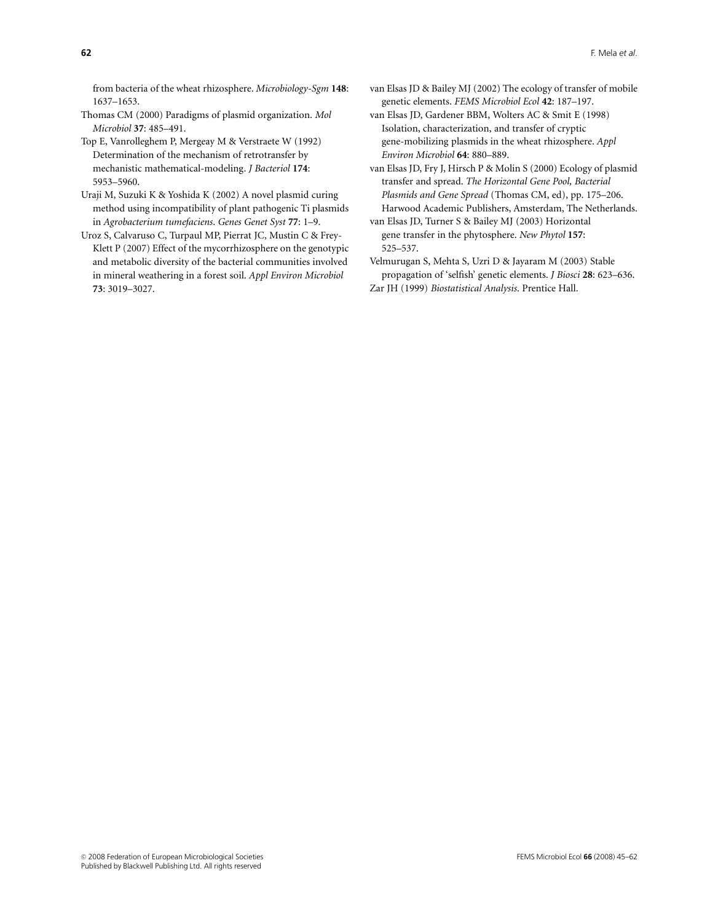from bacteria of the wheat rhizosphere. *Microbiology-Sgm* **148**: 1637–1653.

Thomas CM (2000) Paradigms of plasmid organization. *Mol Microbiol* **37**: 485–491.

Top E, Vanrolleghem P, Mergeay M & Verstraete W (1992) Determination of the mechanism of retrotransfer by mechanistic mathematical-modeling. *J Bacteriol* **174**: 5953–5960.

Uraji M, Suzuki K & Yoshida K (2002) A novel plasmid curing method using incompatibility of plant pathogenic Ti plasmids in *Agrobacterium tumefaciens*. *Genes Genet Syst* **77**: 1–9.

Uroz S, Calvaruso C, Turpaul MP, Pierrat JC, Mustin C & Frey-Klett P (2007) Effect of the mycorrhizosphere on the genotypic and metabolic diversity of the bacterial communities involved in mineral weathering in a forest soil. *Appl Environ Microbiol* **73**: 3019–3027.

van Elsas JD & Bailey MJ (2002) The ecology of transfer of mobile genetic elements. *FEMS Microbiol Ecol* **42**: 187–197.

van Elsas JD, Gardener BBM, Wolters AC & Smit E (1998) Isolation, characterization, and transfer of cryptic gene-mobilizing plasmids in the wheat rhizosphere. *Appl Environ Microbiol* **64**: 880–889.

van Elsas JD, Fry J, Hirsch P & Molin S (2000) Ecology of plasmid transfer and spread. *The Horizontal Gene Pool, Bacterial Plasmids and Gene Spread* (Thomas CM, ed), pp. 175–206. Harwood Academic Publishers, Amsterdam, The Netherlands.

van Elsas JD, Turner S & Bailey MJ (2003) Horizontal gene transfer in the phytosphere. *New Phytol* **157**: 525–537.

Velmurugan S, Mehta S, Uzri D & Jayaram M (2003) Stable propagation of 'selfish' genetic elements. *J Biosci* **28**: 623–636.

Zar JH (1999) *Biostatistical Analysis*. Prentice Hall.